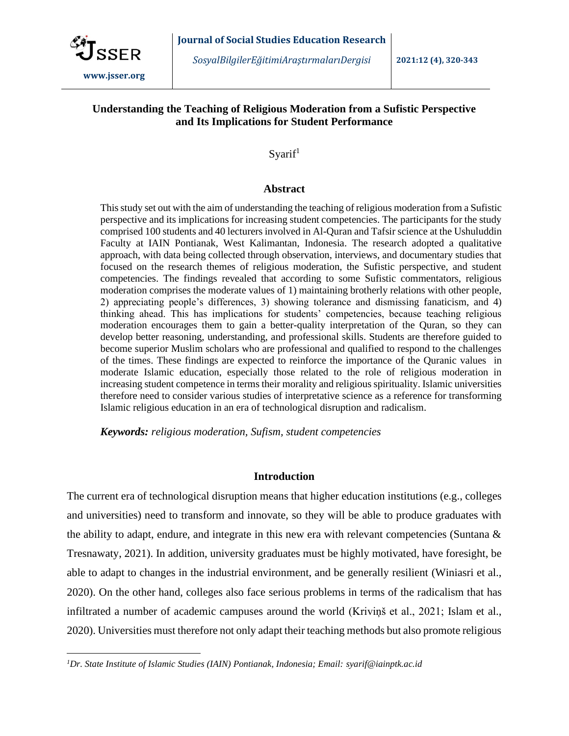# Understanding the Teaching of Religious Moderation from a Sufistic Perspective and Its Implications for Student Performance

Syarif[1]

## Abstract

This study set out with the aim of understanding the teaching of religious moderation from a Sufistic perspective and its implications for increasing student competencies. The participants for the study comprised 100 students and 40 lecturers involved in Al-Quran and Tafsir science at the Ushuluddin Faculty at IAIN Pontianak, West Kalimantan, Indonesia. The research adopted a qualitative approach, with data being collected through observation, interviews, and documentary studies that focused on the research themes of religious moderation, the Sufistic perspective, and student competencies. The findings revealed that according to some Sufistic commentators, religious moderation comprises the moderate values of 1) maintaining brotherly relations with other people, 2) appreciating people's differences, 3) showing tolerance and dismissing fanaticism, and 4) thinking ahead. This has implications for students' competencies, because teaching religious moderation encourages them to gain a better-quality interpretation of the Quran, so they can develop better reasoning, understanding, and professional skills. Students are therefore guided to become superior Muslim scholars who are professional and qualified to respond to the challenges of the times. These findings are expected to reinforce the importance of the Quranic values in moderate Islamic education, especially those related to the role of religious moderation in increasing student competence in terms their morality and religious spirituality. Islamic universities therefore need to consider various studies of interpretative science as a reference for transforming Islamic religious education in an era of technological disruption and radicalism.

***Keywords:*** *religious moderation, Sufism, student competencies*

## Introduction

The current era of technological disruption means that higher education institutions (e.g., colleges and universities) need to transform and innovate, so they will be able to produce graduates with the ability to adapt, endure, and integrate in this new era with relevant competencies (Suntana & Tresnawaty, 2021). In addition, university graduates must be highly motivated, have foresight, be able to adapt to changes in the industrial environment, and be generally resilient (Winiasri et al., 2020). On the other hand, colleges also face serious problems in terms of the radicalism that has infiltrated a number of academic campuses around the world (Kriviņš et al., 2021; Islam et al., 2020). Universities must therefore not only adapt their teaching methods but also promote religious

---

[1] *Dr. State Institute of Islamic Studies (IAIN) Pontianak, Indonesia; Email: syarif@iainptk.ac.id*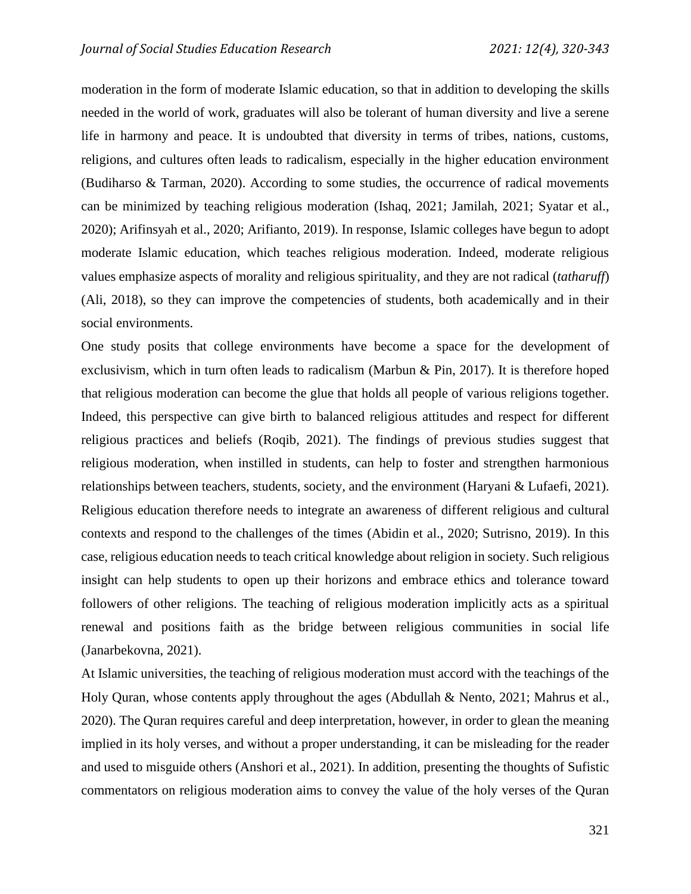moderation in the form of moderate Islamic education, so that in addition to developing the skills needed in the world of work, graduates will also be tolerant of human diversity and live a serene life in harmony and peace. It is undoubted that diversity in terms of tribes, nations, customs, religions, and cultures often leads to radicalism, especially in the higher education environment (Budiharso & Tarman, 2020). According to some studies, the occurrence of radical movements can be minimized by teaching religious moderation (Ishaq, 2021; Jamilah, 2021; Syatar et al., 2020); Arifinsyah et al., 2020; Arifianto, 2019). In response, Islamic colleges have begun to adopt moderate Islamic education, which teaches religious moderation. Indeed, moderate religious values emphasize aspects of morality and religious spirituality, and they are not radical (*tatharuff*) (Ali, 2018), so they can improve the competencies of students, both academically and in their social environments.

One study posits that college environments have become a space for the development of exclusivism, which in turn often leads to radicalism (Marbun & Pin, 2017). It is therefore hoped that religious moderation can become the glue that holds all people of various religions together. Indeed, this perspective can give birth to balanced religious attitudes and respect for different religious practices and beliefs (Roqib, 2021). The findings of previous studies suggest that religious moderation, when instilled in students, can help to foster and strengthen harmonious relationships between teachers, students, society, and the environment (Haryani & Lufaefi, 2021). Religious education therefore needs to integrate an awareness of different religious and cultural contexts and respond to the challenges of the times (Abidin et al., 2020; Sutrisno, 2019). In this case, religious education needs to teach critical knowledge about religion in society. Such religious insight can help students to open up their horizons and embrace ethics and tolerance toward followers of other religions. The teaching of religious moderation implicitly acts as a spiritual renewal and positions faith as the bridge between religious communities in social life (Janarbekovna, 2021).

At Islamic universities, the teaching of religious moderation must accord with the teachings of the Holy Quran, whose contents apply throughout the ages (Abdullah & Nento, 2021; Mahrus et al., 2020). The Quran requires careful and deep interpretation, however, in order to glean the meaning implied in its holy verses, and without a proper understanding, it can be misleading for the reader and used to misguide others (Anshori et al., 2021). In addition, presenting the thoughts of Sufistic commentators on religious moderation aims to convey the value of the holy verses of the Quran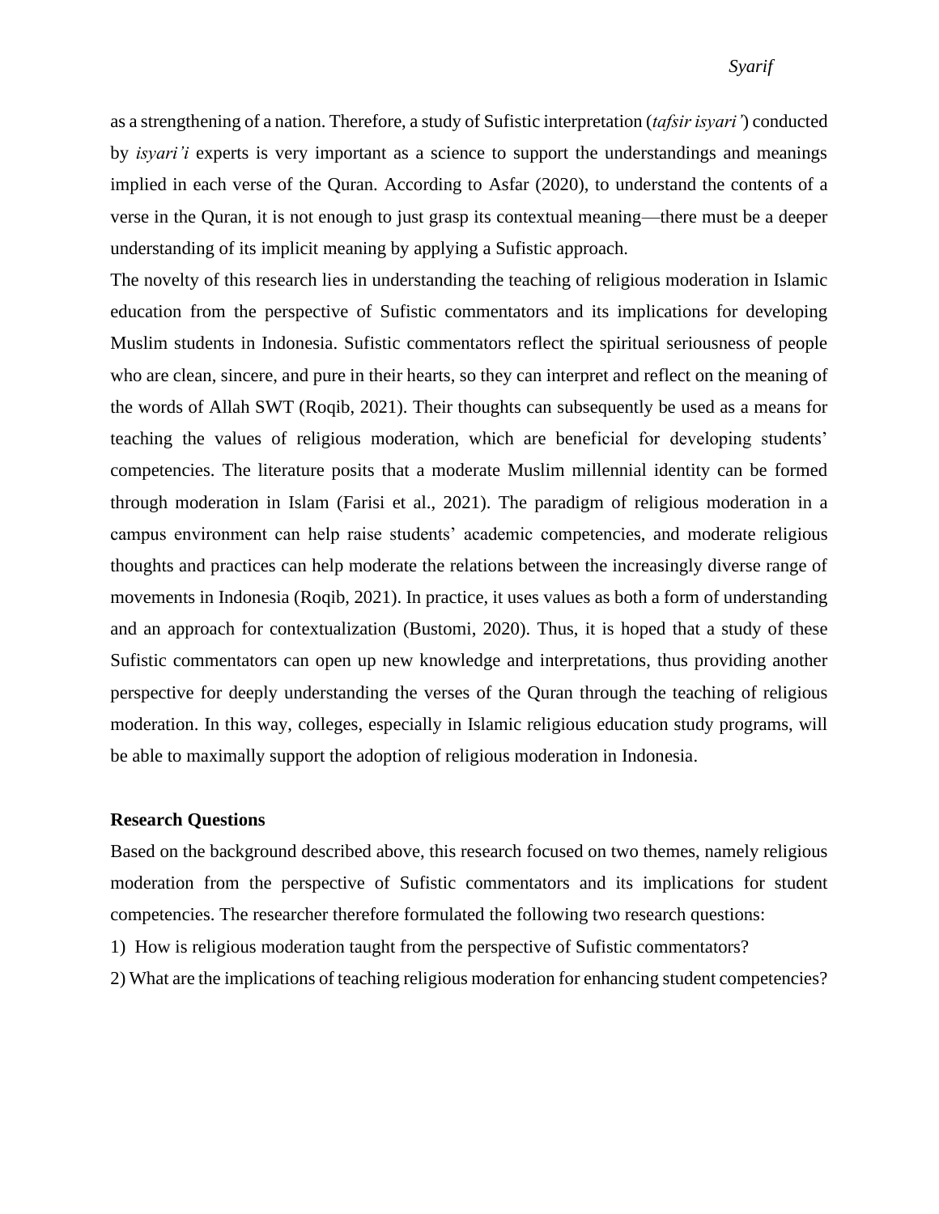as a strengthening of a nation. Therefore, a study of Sufistic interpretation (*tafsir isyari'*) conducted by *isyari'i* experts is very important as a science to support the understandings and meanings implied in each verse of the Quran. According to Asfar (2020), to understand the contents of a verse in the Quran, it is not enough to just grasp its contextual meaning—there must be a deeper understanding of its implicit meaning by applying a Sufistic approach.

The novelty of this research lies in understanding the teaching of religious moderation in Islamic education from the perspective of Sufistic commentators and its implications for developing Muslim students in Indonesia. Sufistic commentators reflect the spiritual seriousness of people who are clean, sincere, and pure in their hearts, so they can interpret and reflect on the meaning of the words of Allah SWT (Roqib, 2021). Their thoughts can subsequently be used as a means for teaching the values of religious moderation, which are beneficial for developing students' competencies. The literature posits that a moderate Muslim millennial identity can be formed through moderation in Islam (Farisi et al., 2021). The paradigm of religious moderation in a campus environment can help raise students' academic competencies, and moderate religious thoughts and practices can help moderate the relations between the increasingly diverse range of movements in Indonesia (Roqib, 2021). In practice, it uses values as both a form of understanding and an approach for contextualization (Bustomi, 2020). Thus, it is hoped that a study of these Sufistic commentators can open up new knowledge and interpretations, thus providing another perspective for deeply understanding the verses of the Quran through the teaching of religious moderation. In this way, colleges, especially in Islamic religious education study programs, will be able to maximally support the adoption of religious moderation in Indonesia.

## Research Questions

Based on the background described above, this research focused on two themes, namely religious moderation from the perspective of Sufistic commentators and its implications for student competencies. The researcher therefore formulated the following two research questions:

1) How is religious moderation taught from the perspective of Sufistic commentators?
2) What are the implications of teaching religious moderation for enhancing student competencies?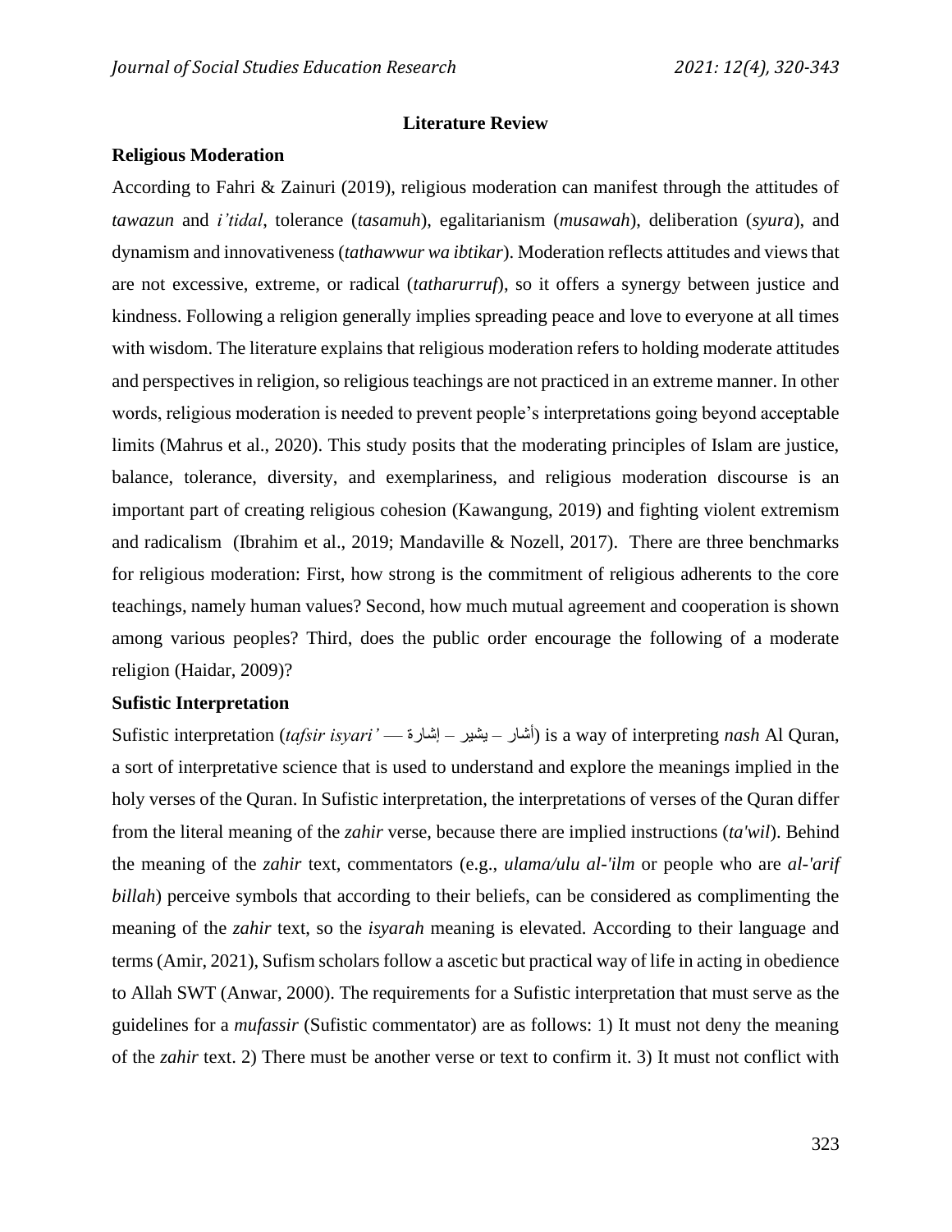## Literature Review

### Religious Moderation

According to Fahri & Zainuri (2019), religious moderation can manifest through the attitudes of *tawazun* and *i'tidal*, tolerance (*tasamuh*), egalitarianism (*musawah*), deliberation (*syura*), and dynamism and innovativeness (*tathawwur wa ibtikar*). Moderation reflects attitudes and views that are not excessive, extreme, or radical (*tatharurruf*), so it offers a synergy between justice and kindness. Following a religion generally implies spreading peace and love to everyone at all times with wisdom. The literature explains that religious moderation refers to holding moderate attitudes and perspectives in religion, so religious teachings are not practiced in an extreme manner. In other words, religious moderation is needed to prevent people's interpretations going beyond acceptable limits (Mahrus et al., 2020). This study posits that the moderating principles of Islam are justice, balance, tolerance, diversity, and exemplariness, and religious moderation discourse is an important part of creating religious cohesion (Kawangung, 2019) and fighting violent extremism and radicalism (Ibrahim et al., 2019; Mandaville & Nozell, 2017). There are three benchmarks for religious moderation: First, how strong is the commitment of religious adherents to the core teachings, namely human values? Second, how much mutual agreement and cooperation is shown among various peoples? Third, does the public order encourage the following of a moderate religion (Haidar, 2009)?

### Sufistic Interpretation

Sufistic interpretation (*tafsir isyari'* — إشارة – يشير – أشار) is a way of interpreting *nash* Al Quran, a sort of interpretative science that is used to understand and explore the meanings implied in the holy verses of the Quran. In Sufistic interpretation, the interpretations of verses of the Quran differ from the literal meaning of the *zahir* verse, because there are implied instructions (*ta'wil*). Behind the meaning of the *zahir* text, commentators (e.g., *ulama/ulu al-'ilm* or people who are *al-'arif billah*) perceive symbols that according to their beliefs, can be considered as complimenting the meaning of the *zahir* text, so the *isyarah* meaning is elevated. According to their language and terms (Amir, 2021), Sufism scholars follow a ascetic but practical way of life in acting in obedience to Allah SWT (Anwar, 2000). The requirements for a Sufistic interpretation that must serve as the guidelines for a *mufassir* (Sufistic commentator) are as follows: 1) It must not deny the meaning of the *zahir* text. 2) There must be another verse or text to confirm it. 3) It must not conflict with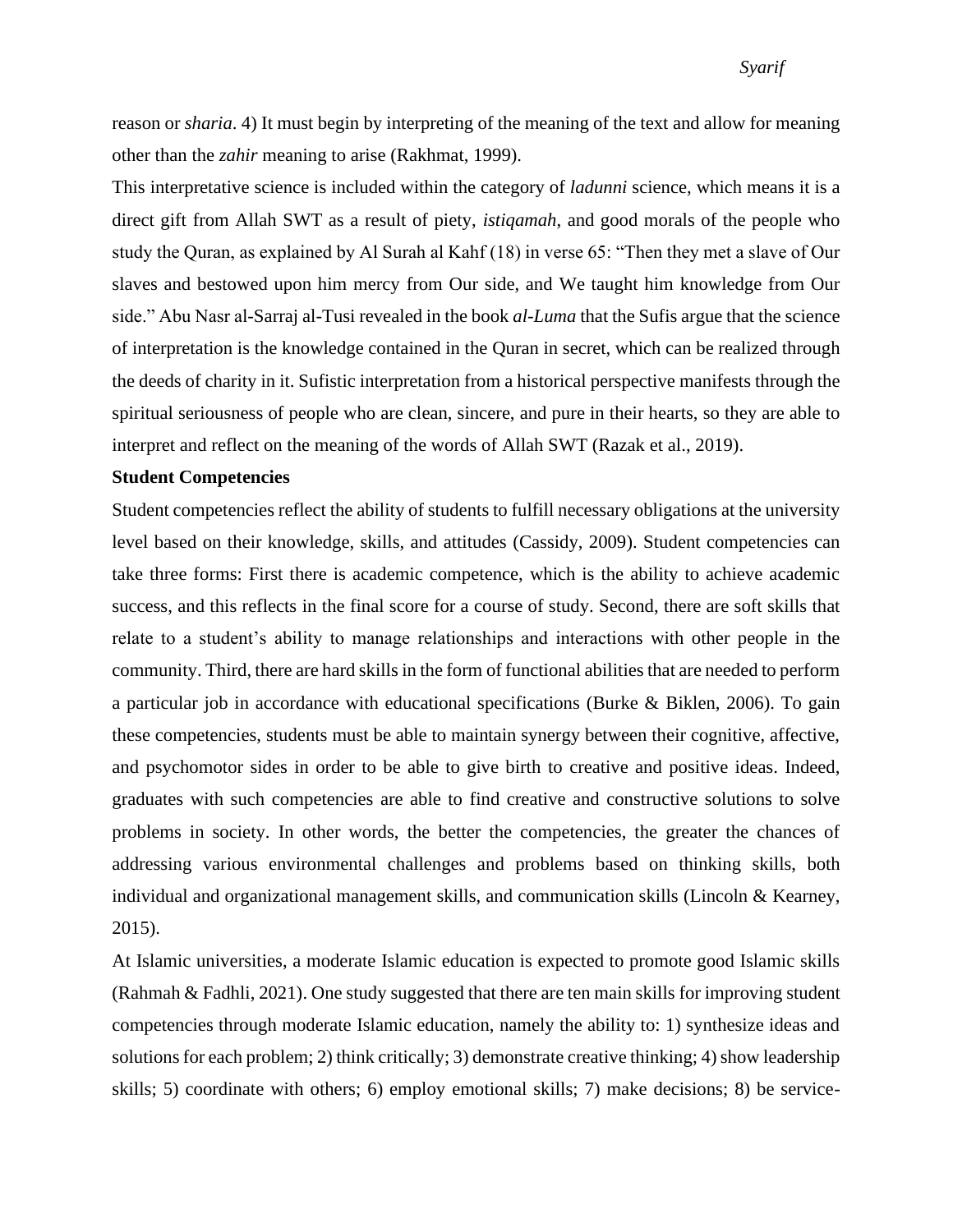reason or *sharia*. 4) It must begin by interpreting of the meaning of the text and allow for meaning other than the *zahir* meaning to arise (Rakhmat, 1999).

This interpretative science is included within the category of *ladunni* science, which means it is a direct gift from Allah SWT as a result of piety, *istiqamah*, and good morals of the people who study the Quran, as explained by Al Surah al Kahf (18) in verse 65: "Then they met a slave of Our slaves and bestowed upon him mercy from Our side, and We taught him knowledge from Our side." Abu Nasr al-Sarraj al-Tusi revealed in the book *al-Luma* that the Sufis argue that the science of interpretation is the knowledge contained in the Quran in secret, which can be realized through the deeds of charity in it. Sufistic interpretation from a historical perspective manifests through the spiritual seriousness of people who are clean, sincere, and pure in their hearts, so they are able to interpret and reflect on the meaning of the words of Allah SWT (Razak et al., 2019).

**Student Competencies**

Student competencies reflect the ability of students to fulfill necessary obligations at the university level based on their knowledge, skills, and attitudes (Cassidy, 2009). Student competencies can take three forms: First there is academic competence, which is the ability to achieve academic success, and this reflects in the final score for a course of study. Second, there are soft skills that relate to a student's ability to manage relationships and interactions with other people in the community. Third, there are hard skills in the form of functional abilities that are needed to perform a particular job in accordance with educational specifications (Burke & Biklen, 2006). To gain these competencies, students must be able to maintain synergy between their cognitive, affective, and psychomotor sides in order to be able to give birth to creative and positive ideas. Indeed, graduates with such competencies are able to find creative and constructive solutions to solve problems in society. In other words, the better the competencies, the greater the chances of addressing various environmental challenges and problems based on thinking skills, both individual and organizational management skills, and communication skills (Lincoln & Kearney, 2015).

At Islamic universities, a moderate Islamic education is expected to promote good Islamic skills (Rahmah & Fadhli, 2021). One study suggested that there are ten main skills for improving student competencies through moderate Islamic education, namely the ability to: 1) synthesize ideas and solutions for each problem; 2) think critically; 3) demonstrate creative thinking; 4) show leadership skills; 5) coordinate with others; 6) employ emotional skills; 7) make decisions; 8) be service-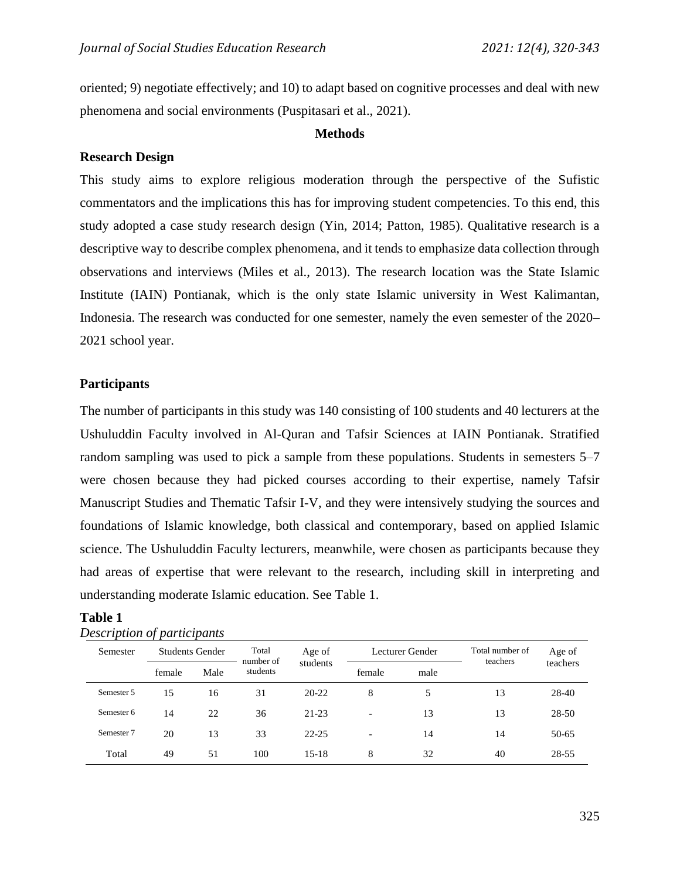oriented; 9) negotiate effectively; and 10) to adapt based on cognitive processes and deal with new phenomena and social environments (Puspitasari et al., 2021).

## Methods

### Research Design

This study aims to explore religious moderation through the perspective of the Sufistic commentators and the implications this has for improving student competencies. To this end, this study adopted a case study research design (Yin, 2014; Patton, 1985). Qualitative research is a descriptive way to describe complex phenomena, and it tends to emphasize data collection through observations and interviews (Miles et al., 2013). The research location was the State Islamic Institute (IAIN) Pontianak, which is the only state Islamic university in West Kalimantan, Indonesia. The research was conducted for one semester, namely the even semester of the 2020–2021 school year.

### Participants

The number of participants in this study was 140 consisting of 100 students and 40 lecturers at the Ushuluddin Faculty involved in Al-Quran and Tafsir Sciences at IAIN Pontianak. Stratified random sampling was used to pick a sample from these populations. Students in semesters 5–7 were chosen because they had picked courses according to their expertise, namely Tafsir Manuscript Studies and Thematic Tafsir I-V, and they were intensively studying the sources and foundations of Islamic knowledge, both classical and contemporary, based on applied Islamic science. The Ushuluddin Faculty lecturers, meanwhile, were chosen as participants because they had areas of expertise that were relevant to the research, including skill in interpreting and understanding moderate Islamic education. See Table 1.

**Table 1**

*Description of participants*

| Semester | Students Gender | | Total number of students | Age of students | Lecturer Gender | | Total number of teachers | Age of teachers |
|---|---|---|---|---|---|---|---|---|
| | female | Male | | | female | male | | |
| Semester 5 | 15 | 16 | 31 | 20-22 | 8 | 5 | 13 | 28-40 |
| Semester 6 | 14 | 22 | 36 | 21-23 | - | 13 | 13 | 28-50 |
| Semester 7 | 20 | 13 | 33 | 22-25 | - | 14 | 14 | 50-65 |
| Total | 49 | 51 | 100 | 15-18 | 8 | 32 | 40 | 28-55 |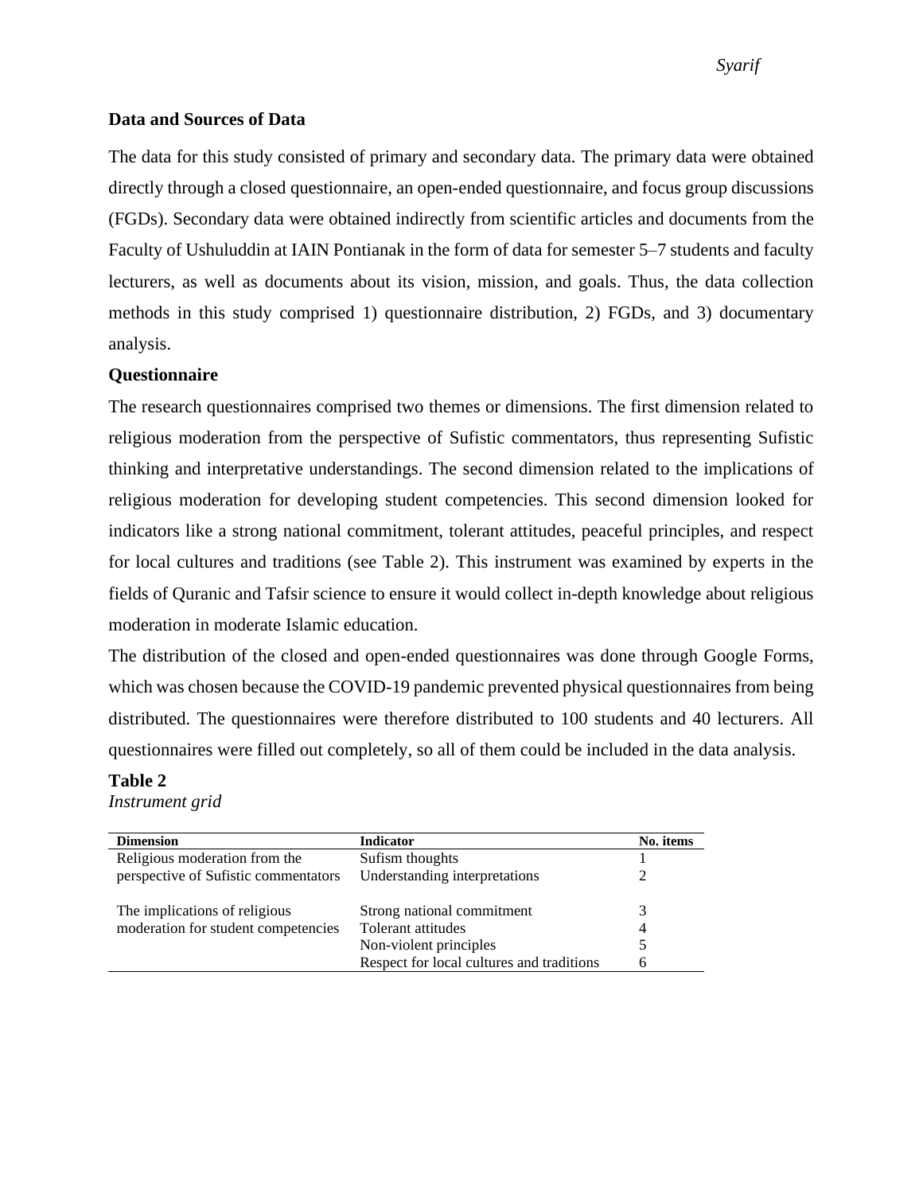### Data and Sources of Data

The data for this study consisted of primary and secondary data. The primary data were obtained directly through a closed questionnaire, an open-ended questionnaire, and focus group discussions (FGDs). Secondary data were obtained indirectly from scientific articles and documents from the Faculty of Ushuluddin at IAIN Pontianak in the form of data for semester 5–7 students and faculty lecturers, as well as documents about its vision, mission, and goals. Thus, the data collection methods in this study comprised 1) questionnaire distribution, 2) FGDs, and 3) documentary analysis.

### Questionnaire

The research questionnaires comprised two themes or dimensions. The first dimension related to religious moderation from the perspective of Sufistic commentators, thus representing Sufistic thinking and interpretative understandings. The second dimension related to the implications of religious moderation for developing student competencies. This second dimension looked for indicators like a strong national commitment, tolerant attitudes, peaceful principles, and respect for local cultures and traditions (see Table 2). This instrument was examined by experts in the fields of Quranic and Tafsir science to ensure it would collect in-depth knowledge about religious moderation in moderate Islamic education.

The distribution of the closed and open-ended questionnaires was done through Google Forms, which was chosen because the COVID-19 pandemic prevented physical questionnaires from being distributed. The questionnaires were therefore distributed to 100 students and 40 lecturers. All questionnaires were filled out completely, so all of them could be included in the data analysis.

**Table 2**
*Instrument grid*

| Dimension | Indicator | No. items |
|---|---|---|
| Religious moderation from the perspective of Sufistic commentators | Sufism thoughts | 1 |
| | Understanding interpretations | 2 |
| The implications of religious moderation for student competencies | Strong national commitment | 3 |
| | Tolerant attitudes | 4 |
| | Non-violent principles | 5 |
| | Respect for local cultures and traditions | 6 |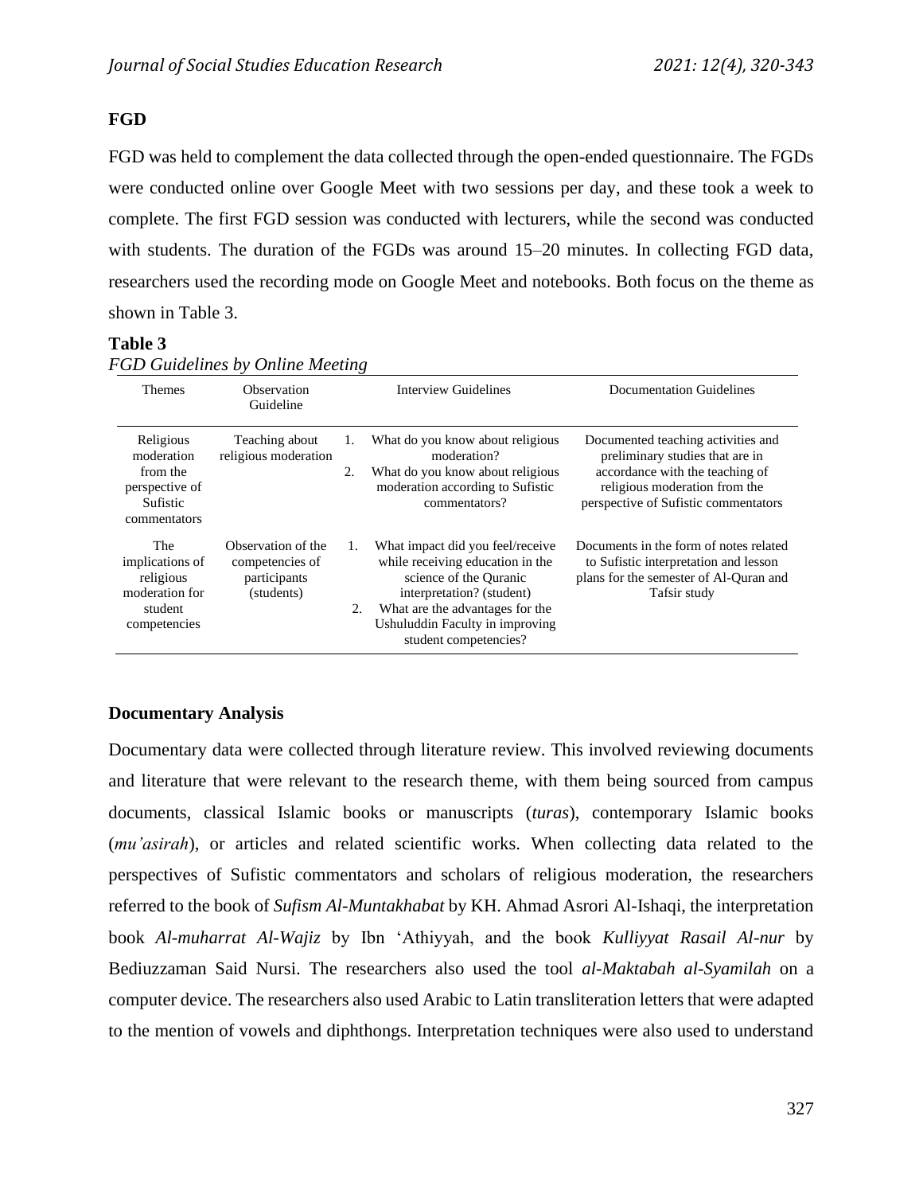## FGD

FGD was held to complement the data collected through the open-ended questionnaire. The FGDs were conducted online over Google Meet with two sessions per day, and these took a week to complete. The first FGD session was conducted with lecturers, while the second was conducted with students. The duration of the FGDs was around 15–20 minutes. In collecting FGD data, researchers used the recording mode on Google Meet and notebooks. Both focus on the theme as shown in Table 3.

**Table 3**

*FGD Guidelines by Online Meeting*

| Themes | Observation Guideline | Interview Guidelines | Documentation Guidelines |
|---|---|---|---|
| Religious moderation from the perspective of Sufistic commentators | Teaching about religious moderation | 1. What do you know about religious moderation?<br>2. What do you know about religious moderation according to Sufistic commentators? | Documented teaching activities and preliminary studies that are in accordance with the teaching of religious moderation from the perspective of Sufistic commentators |
| The implications of religious moderation for student competencies | Observation of the competencies of participants (students) | 1. What impact did you feel/receive while receiving education in the science of the Quranic interpretation? (student)<br>2. What are the advantages for the Ushuluddin Faculty in improving student competencies? | Documents in the form of notes related to Sufistic interpretation and lesson plans for the semester of Al-Quran and Tafsir study |

## Documentary Analysis

Documentary data were collected through literature review. This involved reviewing documents and literature that were relevant to the research theme, with them being sourced from campus documents, classical Islamic books or manuscripts (*turas*), contemporary Islamic books (*mu'asirah*), or articles and related scientific works. When collecting data related to the perspectives of Sufistic commentators and scholars of religious moderation, the researchers referred to the book of *Sufism Al-Muntakhabat* by KH. Ahmad Asrori Al-Ishaqi, the interpretation book *Al-muharrat Al-Wajiz* by Ibn 'Athiyyah, and the book *Kulliyyat Rasail Al-nur* by Bediuzzaman Said Nursi. The researchers also used the tool *al-Maktabah al-Syamilah* on a computer device. The researchers also used Arabic to Latin transliteration letters that were adapted to the mention of vowels and diphthongs. Interpretation techniques were also used to understand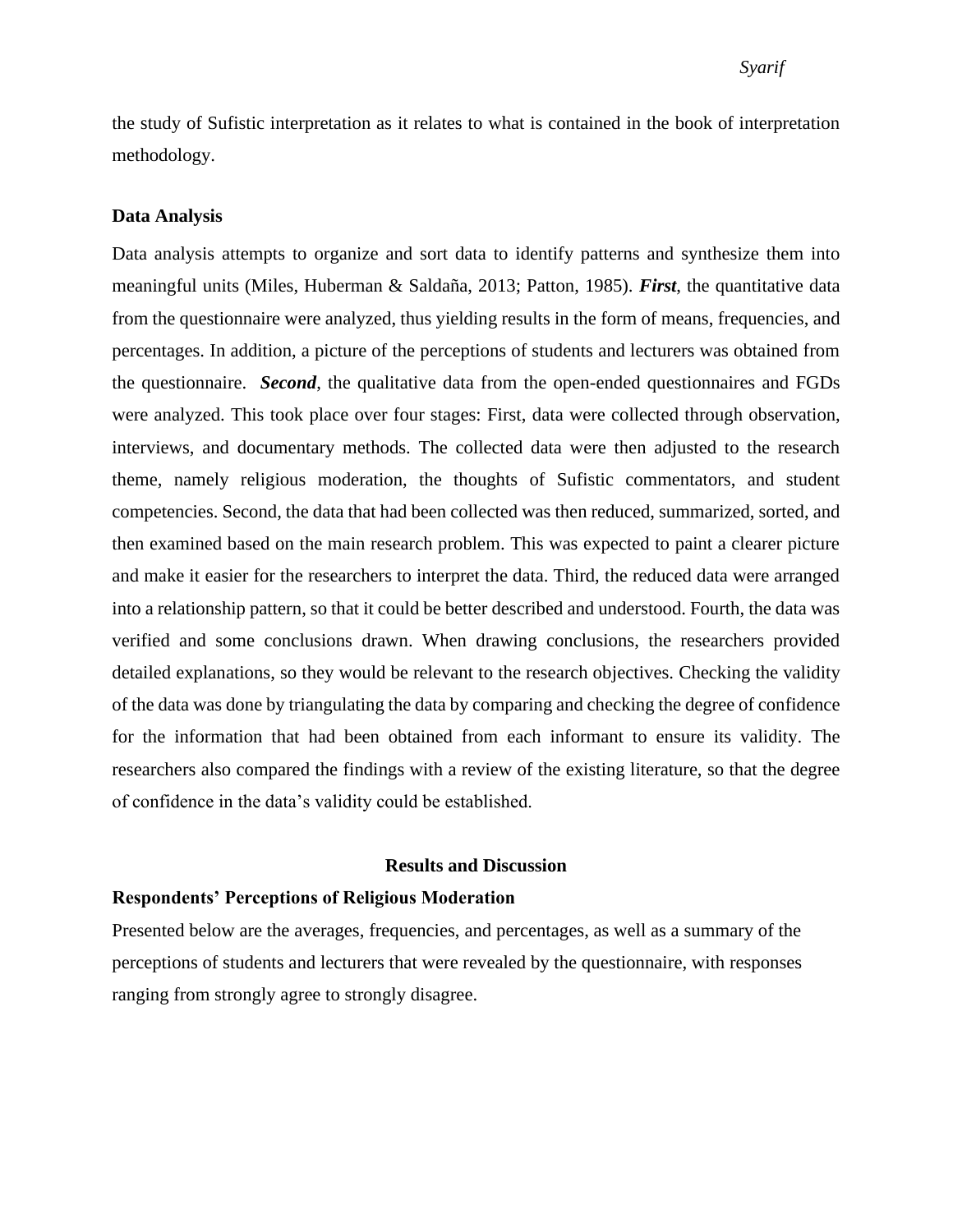the study of Sufistic interpretation as it relates to what is contained in the book of interpretation methodology.

### Data Analysis

Data analysis attempts to organize and sort data to identify patterns and synthesize them into meaningful units (Miles, Huberman & Saldaña, 2013; Patton, 1985). ***First***, the quantitative data from the questionnaire were analyzed, thus yielding results in the form of means, frequencies, and percentages. In addition, a picture of the perceptions of students and lecturers was obtained from the questionnaire. ***Second***, the qualitative data from the open-ended questionnaires and FGDs were analyzed. This took place over four stages: First, data were collected through observation, interviews, and documentary methods. The collected data were then adjusted to the research theme, namely religious moderation, the thoughts of Sufistic commentators, and student competencies. Second, the data that had been collected was then reduced, summarized, sorted, and then examined based on the main research problem. This was expected to paint a clearer picture and make it easier for the researchers to interpret the data. Third, the reduced data were arranged into a relationship pattern, so that it could be better described and understood. Fourth, the data was verified and some conclusions drawn. When drawing conclusions, the researchers provided detailed explanations, so they would be relevant to the research objectives. Checking the validity of the data was done by triangulating the data by comparing and checking the degree of confidence for the information that had been obtained from each informant to ensure its validity. The researchers also compared the findings with a review of the existing literature, so that the degree of confidence in the data's validity could be established.

## Results and Discussion

### Respondents' Perceptions of Religious Moderation

Presented below are the averages, frequencies, and percentages, as well as a summary of the perceptions of students and lecturers that were revealed by the questionnaire, with responses ranging from strongly agree to strongly disagree.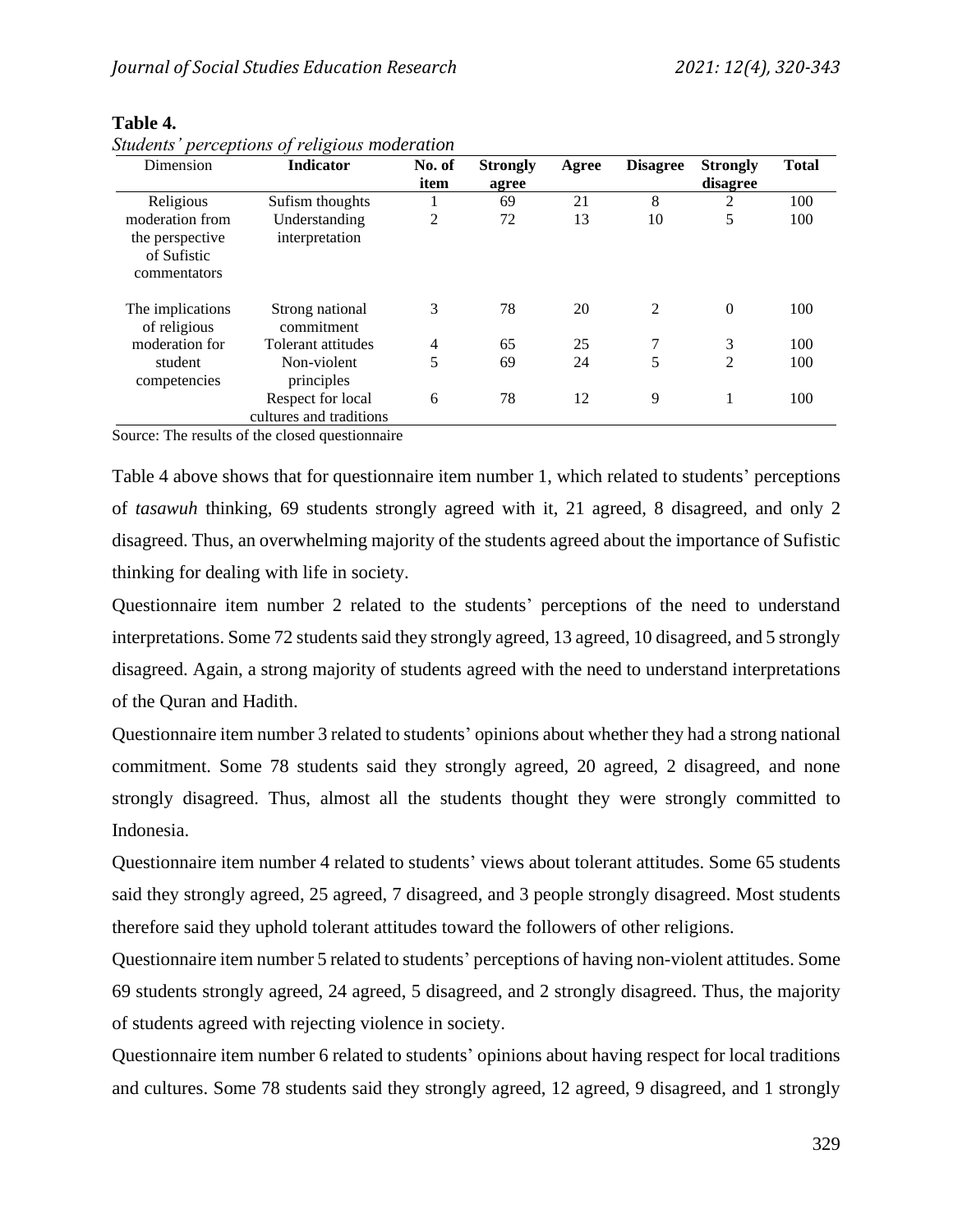**Table 4.**

*Students' perceptions of religious moderation*

| Dimension | Indicator | No. of item | Strongly agree | Agree | Disagree | Strongly disagree | Total |
|---|---|---|---|---|---|---|---|
| Religious moderation from the perspective of Sufistic commentators | Sufism thoughts | 1 | 69 | 21 | 8 | 2 | 100 |
| | Understanding interpretation | 2 | 72 | 13 | 10 | 5 | 100 |
| The implications of religious moderation for student competencies | Strong national commitment | 3 | 78 | 20 | 2 | 0 | 100 |
| | Tolerant attitudes | 4 | 65 | 25 | 7 | 3 | 100 |
| | Non-violent principles | 5 | 69 | 24 | 5 | 2 | 100 |
| | Respect for local cultures and traditions | 6 | 78 | 12 | 9 | 1 | 100 |

Source: The results of the closed questionnaire

Table 4 above shows that for questionnaire item number 1, which related to students' perceptions of *tasawuh* thinking, 69 students strongly agreed with it, 21 agreed, 8 disagreed, and only 2 disagreed. Thus, an overwhelming majority of the students agreed about the importance of Sufistic thinking for dealing with life in society.

Questionnaire item number 2 related to the students' perceptions of the need to understand interpretations. Some 72 students said they strongly agreed, 13 agreed, 10 disagreed, and 5 strongly disagreed. Again, a strong majority of students agreed with the need to understand interpretations of the Quran and Hadith.

Questionnaire item number 3 related to students' opinions about whether they had a strong national commitment. Some 78 students said they strongly agreed, 20 agreed, 2 disagreed, and none strongly disagreed. Thus, almost all the students thought they were strongly committed to Indonesia.

Questionnaire item number 4 related to students' views about tolerant attitudes. Some 65 students said they strongly agreed, 25 agreed, 7 disagreed, and 3 people strongly disagreed. Most students therefore said they uphold tolerant attitudes toward the followers of other religions.

Questionnaire item number 5 related to students' perceptions of having non-violent attitudes. Some 69 students strongly agreed, 24 agreed, 5 disagreed, and 2 strongly disagreed. Thus, the majority of students agreed with rejecting violence in society.

Questionnaire item number 6 related to students' opinions about having respect for local traditions and cultures. Some 78 students said they strongly agreed, 12 agreed, 9 disagreed, and 1 strongly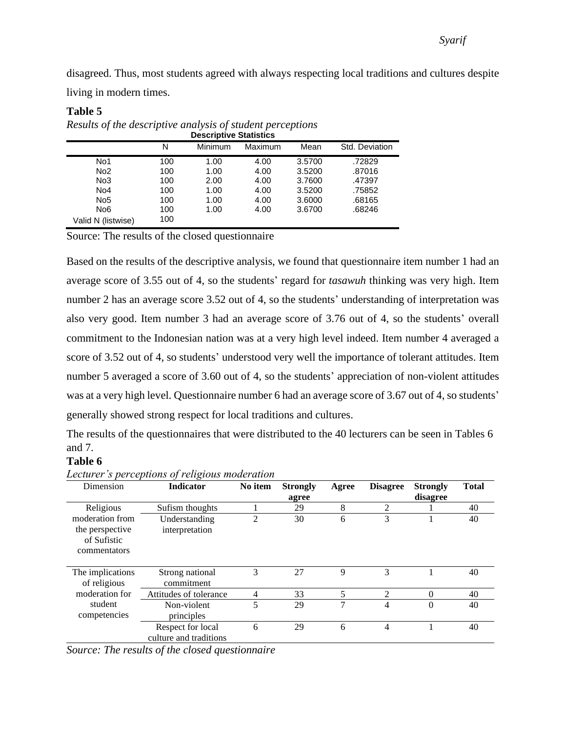disagreed. Thus, most students agreed with always respecting local traditions and cultures despite living in modern times.

**Table 5**

*Results of the descriptive analysis of student perceptions*

**Descriptive Statistics**

| | N | Minimum | Maximum | Mean | Std. Deviation |
|---|---|---|---|---|---|
| No1 | 100 | 1.00 | 4.00 | 3.5700 | .72829 |
| No2 | 100 | 1.00 | 4.00 | 3.5200 | .87016 |
| No3 | 100 | 2.00 | 4.00 | 3.7600 | .47397 |
| No4 | 100 | 1.00 | 4.00 | 3.5200 | .75852 |
| No5 | 100 | 1.00 | 4.00 | 3.6000 | .68165 |
| No6 | 100 | 1.00 | 4.00 | 3.6700 | .68246 |
| Valid N (listwise) | 100 | | | | |

Source: The results of the closed questionnaire

Based on the results of the descriptive analysis, we found that questionnaire item number 1 had an average score of 3.55 out of 4, so the students' regard for *tasawuh* thinking was very high. Item number 2 has an average score 3.52 out of 4, so the students' understanding of interpretation was also very good. Item number 3 had an average score of 3.76 out of 4, so the students' overall commitment to the Indonesian nation was at a very high level indeed. Item number 4 averaged a score of 3.52 out of 4, so students' understood very well the importance of tolerant attitudes. Item number 5 averaged a score of 3.60 out of 4, so the students' appreciation of non-violent attitudes was at a very high level. Questionnaire number 6 had an average score of 3.67 out of 4, so students' generally showed strong respect for local traditions and cultures.

The results of the questionnaires that were distributed to the 40 lecturers can be seen in Tables 6 and 7.

**Table 6**

*Lecturer's perceptions of religious moderation*

| Dimension | **Indicator** | **No item** | **Strongly agree** | **Agree** | **Disagree** | **Strongly disagree** | **Total** |
|---|---|---|---|---|---|---|---|
| Religious moderation from the perspective of Sufistic commentators | Sufism thoughts | 1 | 29 | 8 | 2 | 1 | 40 |
| | Understanding interpretation | 2 | 30 | 6 | 3 | 1 | 40 |
| The implications of religious moderation for student competencies | Strong national commitment | 3 | 27 | 9 | 3 | 1 | 40 |
| | Attitudes of tolerance | 4 | 33 | 5 | 2 | 0 | 40 |
| | Non-violent principles | 5 | 29 | 7 | 4 | 0 | 40 |
| | Respect for local culture and traditions | 6 | 29 | 6 | 4 | 1 | 40 |

*Source: The results of the closed questionnaire*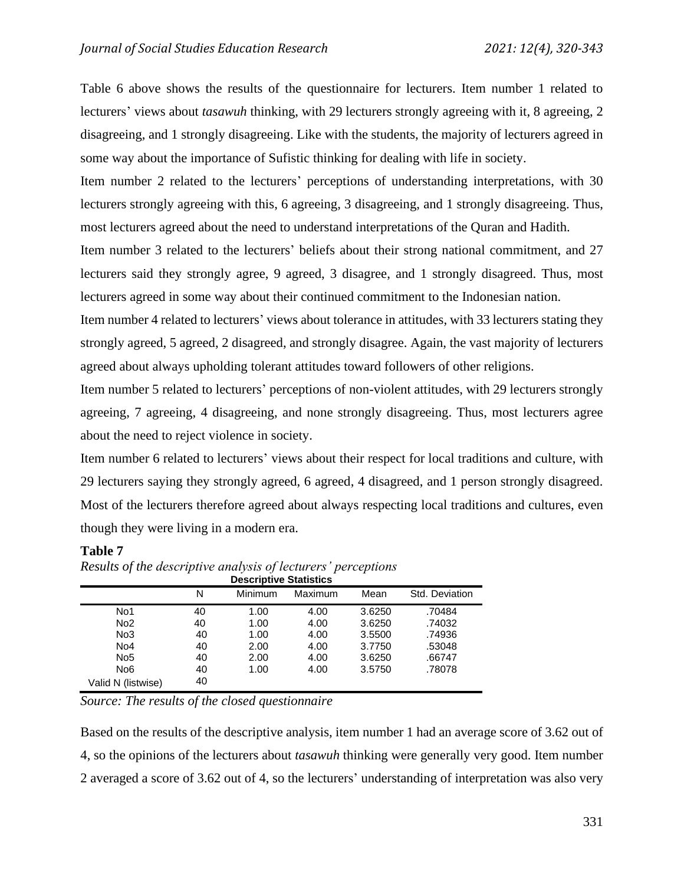Table 6 above shows the results of the questionnaire for lecturers. Item number 1 related to lecturers' views about *tasawuh* thinking, with 29 lecturers strongly agreeing with it, 8 agreeing, 2 disagreeing, and 1 strongly disagreeing. Like with the students, the majority of lecturers agreed in some way about the importance of Sufistic thinking for dealing with life in society.

Item number 2 related to the lecturers' perceptions of understanding interpretations, with 30 lecturers strongly agreeing with this, 6 agreeing, 3 disagreeing, and 1 strongly disagreeing. Thus, most lecturers agreed about the need to understand interpretations of the Quran and Hadith.

Item number 3 related to the lecturers' beliefs about their strong national commitment, and 27 lecturers said they strongly agree, 9 agreed, 3 disagree, and 1 strongly disagreed. Thus, most lecturers agreed in some way about their continued commitment to the Indonesian nation.

Item number 4 related to lecturers' views about tolerance in attitudes, with 33 lecturers stating they strongly agreed, 5 agreed, 2 disagreed, and strongly disagree. Again, the vast majority of lecturers agreed about always upholding tolerant attitudes toward followers of other religions.

Item number 5 related to lecturers' perceptions of non-violent attitudes, with 29 lecturers strongly agreeing, 7 agreeing, 4 disagreeing, and none strongly disagreeing. Thus, most lecturers agree about the need to reject violence in society.

Item number 6 related to lecturers' views about their respect for local traditions and culture, with 29 lecturers saying they strongly agreed, 6 agreed, 4 disagreed, and 1 person strongly disagreed. Most of the lecturers therefore agreed about always respecting local traditions and cultures, even though they were living in a modern era.

**Table 7**

*Results of the descriptive analysis of lecturers' perceptions*

**Descriptive Statistics**

| | N | Minimum | Maximum | Mean | Std. Deviation |
|---|---|---|---|---|---|
| No1 | 40 | 1.00 | 4.00 | 3.6250 | .70484 |
| No2 | 40 | 1.00 | 4.00 | 3.6250 | .74032 |
| No3 | 40 | 1.00 | 4.00 | 3.5500 | .74936 |
| No4 | 40 | 2.00 | 4.00 | 3.7750 | .53048 |
| No5 | 40 | 2.00 | 4.00 | 3.6250 | .66747 |
| No6 | 40 | 1.00 | 4.00 | 3.5750 | .78078 |
| Valid N (listwise) | 40 | | | | |

*Source: The results of the closed questionnaire*

Based on the results of the descriptive analysis, item number 1 had an average score of 3.62 out of 4, so the opinions of the lecturers about *tasawuh* thinking were generally very good. Item number 2 averaged a score of 3.62 out of 4, so the lecturers' understanding of interpretation was also very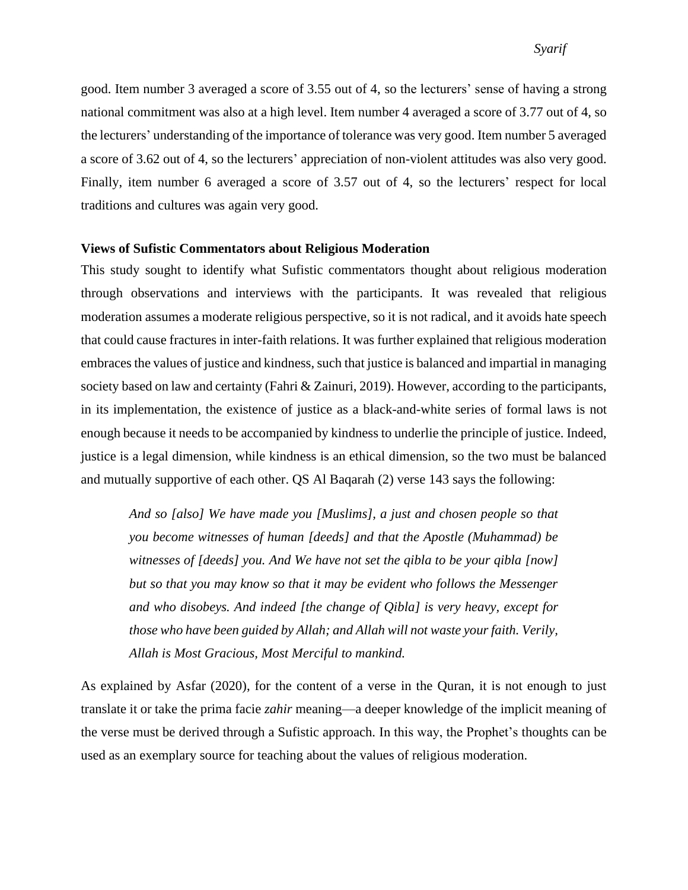good. Item number 3 averaged a score of 3.55 out of 4, so the lecturers' sense of having a strong national commitment was also at a high level. Item number 4 averaged a score of 3.77 out of 4, so the lecturers' understanding of the importance of tolerance was very good. Item number 5 averaged a score of 3.62 out of 4, so the lecturers' appreciation of non-violent attitudes was also very good. Finally, item number 6 averaged a score of 3.57 out of 4, so the lecturers' respect for local traditions and cultures was again very good.

**Views of Sufistic Commentators about Religious Moderation**

This study sought to identify what Sufistic commentators thought about religious moderation through observations and interviews with the participants. It was revealed that religious moderation assumes a moderate religious perspective, so it is not radical, and it avoids hate speech that could cause fractures in inter-faith relations. It was further explained that religious moderation embraces the values of justice and kindness, such that justice is balanced and impartial in managing society based on law and certainty (Fahri & Zainuri, 2019). However, according to the participants, in its implementation, the existence of justice as a black-and-white series of formal laws is not enough because it needs to be accompanied by kindness to underlie the principle of justice. Indeed, justice is a legal dimension, while kindness is an ethical dimension, so the two must be balanced and mutually supportive of each other. QS Al Baqarah (2) verse 143 says the following:

> *And so [also] We have made you [Muslims], a just and chosen people so that you become witnesses of human [deeds] and that the Apostle (Muhammad) be witnesses of [deeds] you. And We have not set the qibla to be your qibla [now] but so that you may know so that it may be evident who follows the Messenger and who disobeys. And indeed [the change of Qibla] is very heavy, except for those who have been guided by Allah; and Allah will not waste your faith. Verily, Allah is Most Gracious, Most Merciful to mankind.*

As explained by Asfar (2020), for the content of a verse in the Quran, it is not enough to just translate it or take the prima facie *zahir* meaning—a deeper knowledge of the implicit meaning of the verse must be derived through a Sufistic approach. In this way, the Prophet's thoughts can be used as an exemplary source for teaching about the values of religious moderation.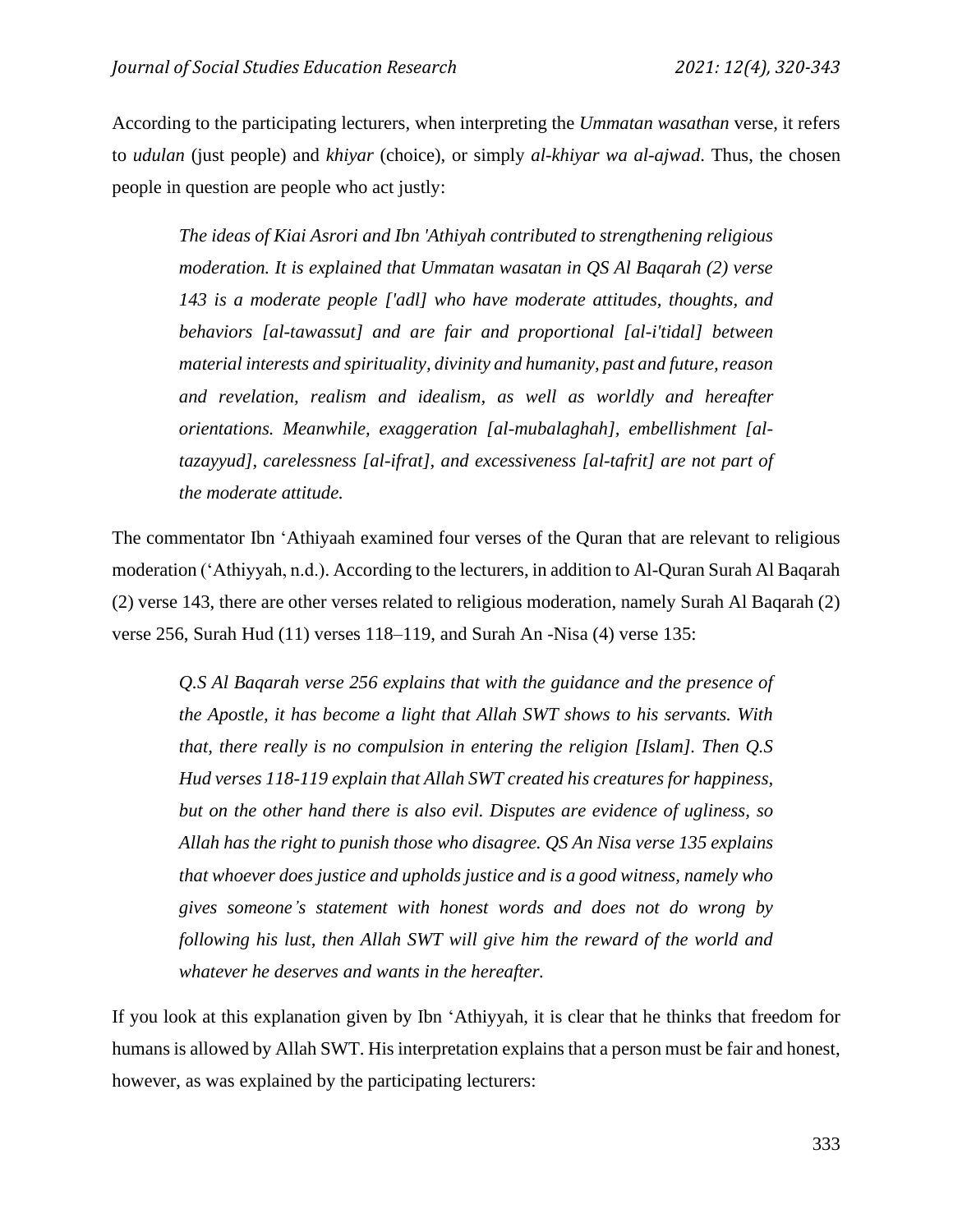According to the participating lecturers, when interpreting the *Ummatan wasathan* verse, it refers to *udulan* (just people) and *khiyar* (choice), or simply *al-khiyar wa al-ajwad*. Thus, the chosen people in question are people who act justly:

> *The ideas of Kiai Asrori and Ibn 'Athiyah contributed to strengthening religious moderation. It is explained that Ummatan wasatan in QS Al Baqarah (2) verse 143 is a moderate people ['adl] who have moderate attitudes, thoughts, and behaviors [al-tawassut] and are fair and proportional [al-i'tidal] between material interests and spirituality, divinity and humanity, past and future, reason and revelation, realism and idealism, as well as worldly and hereafter orientations. Meanwhile, exaggeration [al-mubalaghah], embellishment [al-tazayyud], carelessness [al-ifrat], and excessiveness [al-tafrit] are not part of the moderate attitude.*

The commentator Ibn 'Athiyaah examined four verses of the Quran that are relevant to religious moderation ('Athiyyah, n.d.). According to the lecturers, in addition to Al-Quran Surah Al Baqarah (2) verse 143, there are other verses related to religious moderation, namely Surah Al Baqarah (2) verse 256, Surah Hud (11) verses 118–119, and Surah An -Nisa (4) verse 135:

> *Q.S Al Baqarah verse 256 explains that with the guidance and the presence of the Apostle, it has become a light that Allah SWT shows to his servants. With that, there really is no compulsion in entering the religion [Islam]. Then Q.S Hud verses 118-119 explain that Allah SWT created his creatures for happiness, but on the other hand there is also evil. Disputes are evidence of ugliness, so Allah has the right to punish those who disagree. QS An Nisa verse 135 explains that whoever does justice and upholds justice and is a good witness, namely who gives someone's statement with honest words and does not do wrong by following his lust, then Allah SWT will give him the reward of the world and whatever he deserves and wants in the hereafter.*

If you look at this explanation given by Ibn 'Athiyyah, it is clear that he thinks that freedom for humans is allowed by Allah SWT. His interpretation explains that a person must be fair and honest, however, as was explained by the participating lecturers: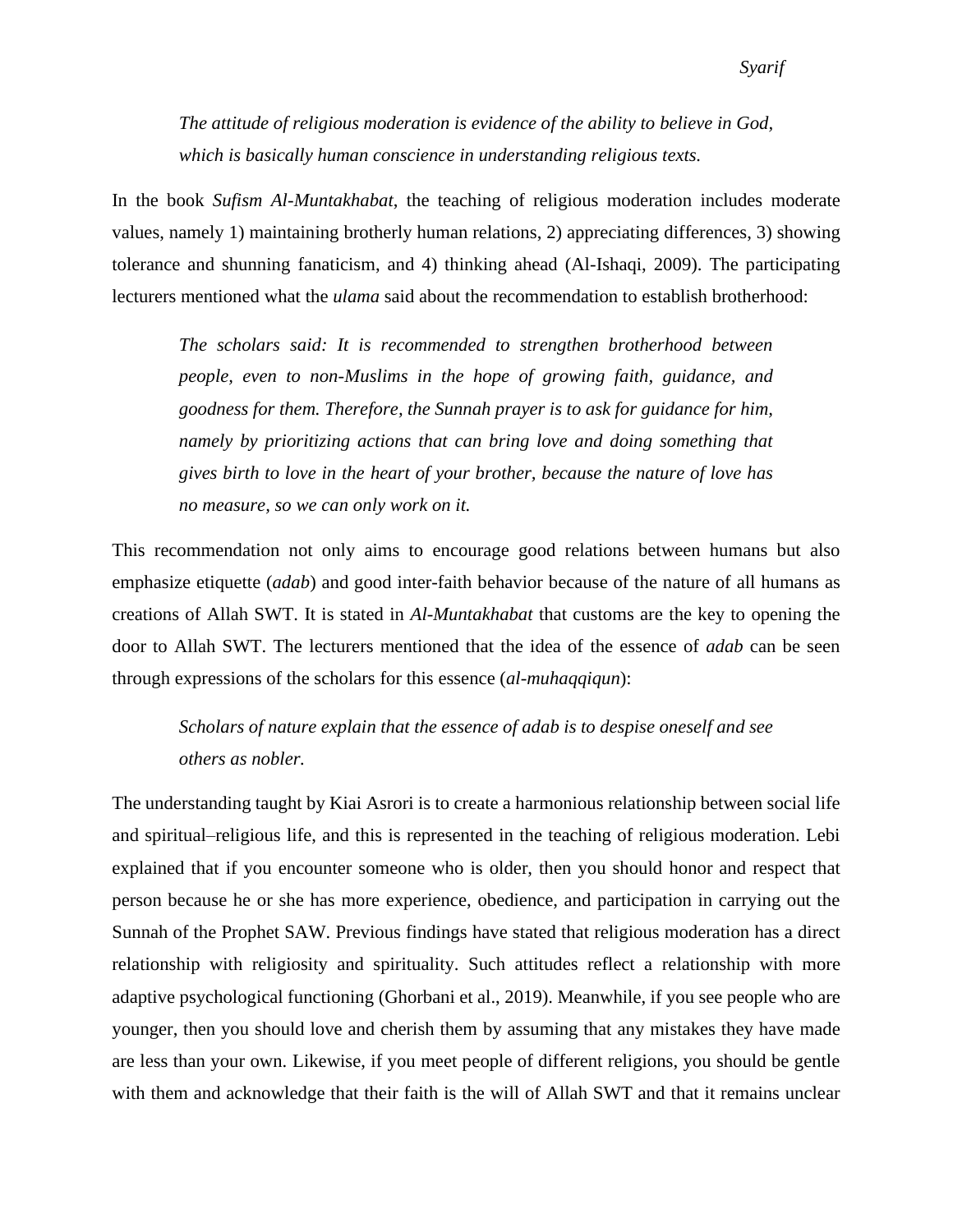> *The attitude of religious moderation is evidence of the ability to believe in God, which is basically human conscience in understanding religious texts.*

In the book *Sufism Al-Muntakhabat*, the teaching of religious moderation includes moderate values, namely 1) maintaining brotherly human relations, 2) appreciating differences, 3) showing tolerance and shunning fanaticism, and 4) thinking ahead (Al-Ishaqi, 2009). The participating lecturers mentioned what the *ulama* said about the recommendation to establish brotherhood:

> *The scholars said: It is recommended to strengthen brotherhood between people, even to non-Muslims in the hope of growing faith, guidance, and goodness for them. Therefore, the Sunnah prayer is to ask for guidance for him, namely by prioritizing actions that can bring love and doing something that gives birth to love in the heart of your brother, because the nature of love has no measure, so we can only work on it.*

This recommendation not only aims to encourage good relations between humans but also emphasize etiquette (*adab*) and good inter-faith behavior because of the nature of all humans as creations of Allah SWT. It is stated in *Al-Muntakhabat* that customs are the key to opening the door to Allah SWT. The lecturers mentioned that the idea of the essence of *adab* can be seen through expressions of the scholars for this essence (*al-muhaqqiqun*):

> *Scholars of nature explain that the essence of adab is to despise oneself and see others as nobler.*

The understanding taught by Kiai Asrori is to create a harmonious relationship between social life and spiritual–religious life, and this is represented in the teaching of religious moderation. Lebi explained that if you encounter someone who is older, then you should honor and respect that person because he or she has more experience, obedience, and participation in carrying out the Sunnah of the Prophet SAW. Previous findings have stated that religious moderation has a direct relationship with religiosity and spirituality. Such attitudes reflect a relationship with more adaptive psychological functioning (Ghorbani et al., 2019). Meanwhile, if you see people who are younger, then you should love and cherish them by assuming that any mistakes they have made are less than your own. Likewise, if you meet people of different religions, you should be gentle with them and acknowledge that their faith is the will of Allah SWT and that it remains unclear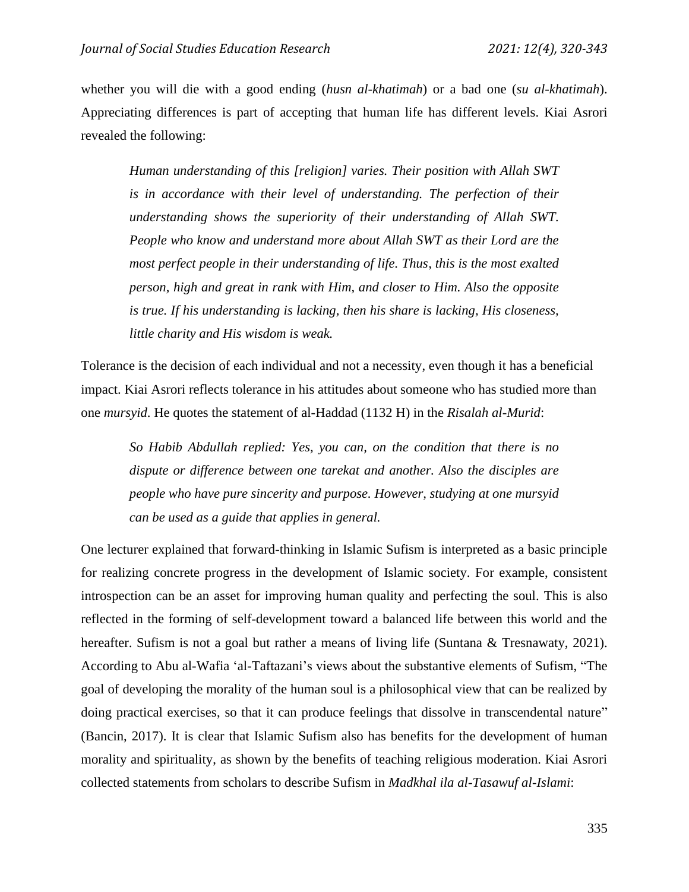whether you will die with a good ending (*husn al-khatimah*) or a bad one (*su al-khatimah*). Appreciating differences is part of accepting that human life has different levels. Kiai Asrori revealed the following:

> *Human understanding of this [religion] varies. Their position with Allah SWT is in accordance with their level of understanding. The perfection of their understanding shows the superiority of their understanding of Allah SWT. People who know and understand more about Allah SWT as their Lord are the most perfect people in their understanding of life. Thus, this is the most exalted person, high and great in rank with Him, and closer to Him. Also the opposite is true. If his understanding is lacking, then his share is lacking, His closeness, little charity and His wisdom is weak.*

Tolerance is the decision of each individual and not a necessity, even though it has a beneficial impact. Kiai Asrori reflects tolerance in his attitudes about someone who has studied more than one *mursyid*. He quotes the statement of al-Haddad (1132 H) in the *Risalah al-Murid*:

> *So Habib Abdullah replied: Yes, you can, on the condition that there is no dispute or difference between one tarekat and another. Also the disciples are people who have pure sincerity and purpose. However, studying at one mursyid can be used as a guide that applies in general.*

One lecturer explained that forward-thinking in Islamic Sufism is interpreted as a basic principle for realizing concrete progress in the development of Islamic society. For example, consistent introspection can be an asset for improving human quality and perfecting the soul. This is also reflected in the forming of self-development toward a balanced life between this world and the hereafter. Sufism is not a goal but rather a means of living life (Suntana & Tresnawaty, 2021). According to Abu al-Wafia 'al-Taftazani's views about the substantive elements of Sufism, "The goal of developing the morality of the human soul is a philosophical view that can be realized by doing practical exercises, so that it can produce feelings that dissolve in transcendental nature" (Bancin, 2017). It is clear that Islamic Sufism also has benefits for the development of human morality and spirituality, as shown by the benefits of teaching religious moderation. Kiai Asrori collected statements from scholars to describe Sufism in *Madkhal ila al-Tasawuf al-Islami*: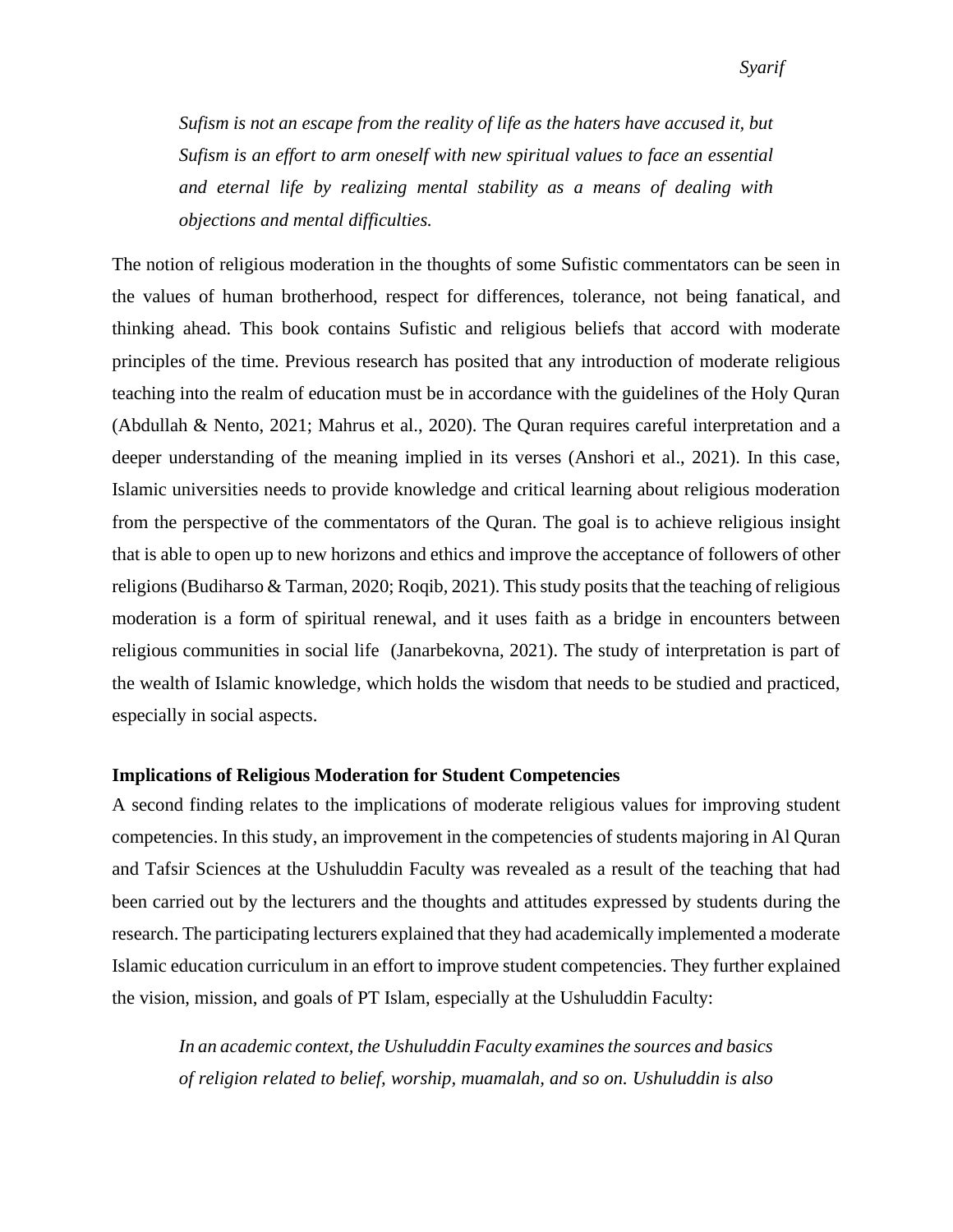> *Sufism is not an escape from the reality of life as the haters have accused it, but Sufism is an effort to arm oneself with new spiritual values to face an essential and eternal life by realizing mental stability as a means of dealing with objections and mental difficulties.*

The notion of religious moderation in the thoughts of some Sufistic commentators can be seen in the values of human brotherhood, respect for differences, tolerance, not being fanatical, and thinking ahead. This book contains Sufistic and religious beliefs that accord with moderate principles of the time. Previous research has posited that any introduction of moderate religious teaching into the realm of education must be in accordance with the guidelines of the Holy Quran (Abdullah & Nento, 2021; Mahrus et al., 2020). The Quran requires careful interpretation and a deeper understanding of the meaning implied in its verses (Anshori et al., 2021). In this case, Islamic universities needs to provide knowledge and critical learning about religious moderation from the perspective of the commentators of the Quran. The goal is to achieve religious insight that is able to open up to new horizons and ethics and improve the acceptance of followers of other religions (Budiharso & Tarman, 2020; Roqib, 2021). This study posits that the teaching of religious moderation is a form of spiritual renewal, and it uses faith as a bridge in encounters between religious communities in social life (Janarbekovna, 2021). The study of interpretation is part of the wealth of Islamic knowledge, which holds the wisdom that needs to be studied and practiced, especially in social aspects.

**Implications of Religious Moderation for Student Competencies**

A second finding relates to the implications of moderate religious values for improving student competencies. In this study, an improvement in the competencies of students majoring in Al Quran and Tafsir Sciences at the Ushuluddin Faculty was revealed as a result of the teaching that had been carried out by the lecturers and the thoughts and attitudes expressed by students during the research. The participating lecturers explained that they had academically implemented a moderate Islamic education curriculum in an effort to improve student competencies. They further explained the vision, mission, and goals of PT Islam, especially at the Ushuluddin Faculty:

> *In an academic context, the Ushuluddin Faculty examines the sources and basics of religion related to belief, worship, muamalah, and so on. Ushuluddin is also*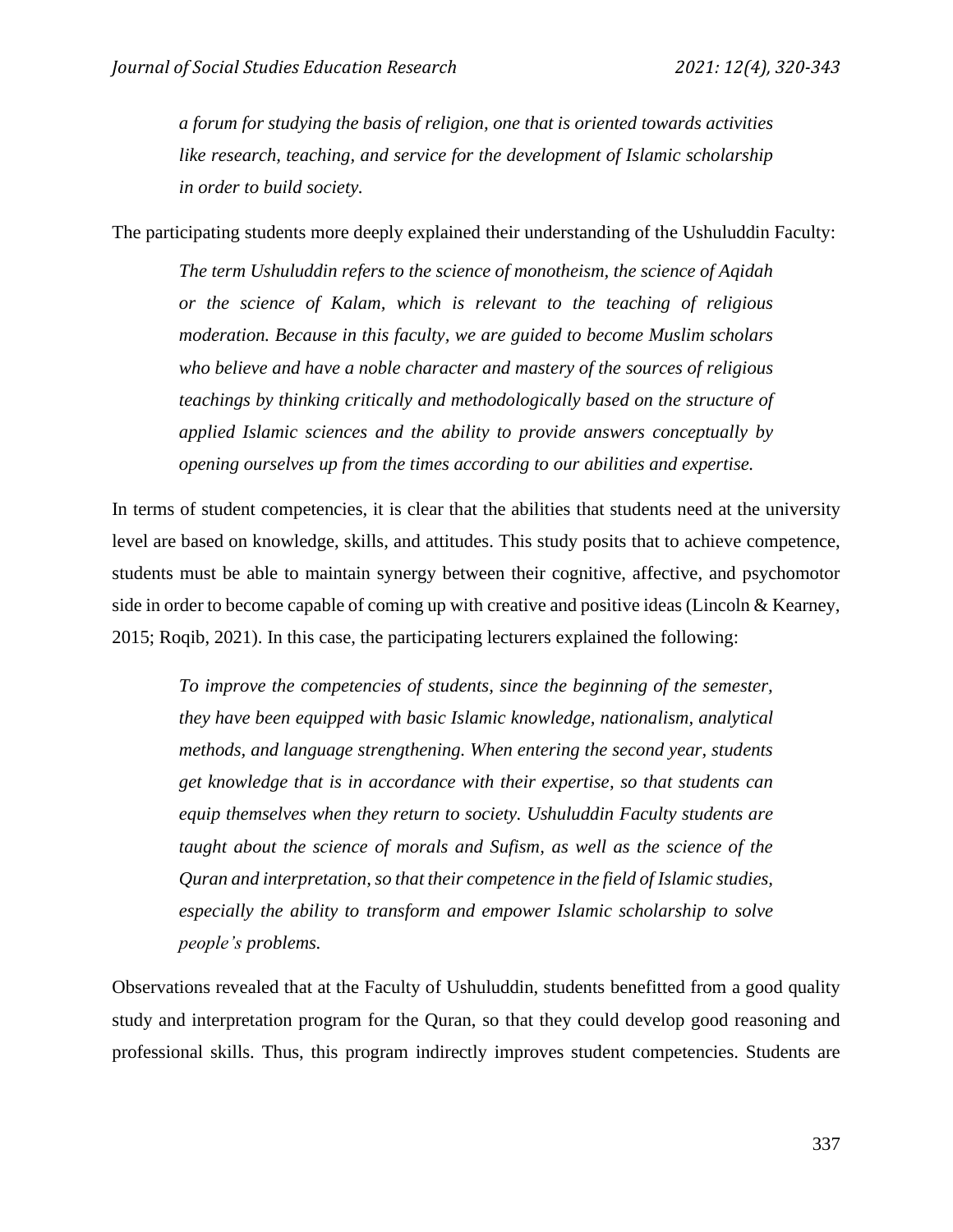> *a forum for studying the basis of religion, one that is oriented towards activities like research, teaching, and service for the development of Islamic scholarship in order to build society.*

The participating students more deeply explained their understanding of the Ushuluddin Faculty:

> *The term Ushuluddin refers to the science of monotheism, the science of Aqidah or the science of Kalam, which is relevant to the teaching of religious moderation. Because in this faculty, we are guided to become Muslim scholars who believe and have a noble character and mastery of the sources of religious teachings by thinking critically and methodologically based on the structure of applied Islamic sciences and the ability to provide answers conceptually by opening ourselves up from the times according to our abilities and expertise.*

In terms of student competencies, it is clear that the abilities that students need at the university level are based on knowledge, skills, and attitudes. This study posits that to achieve competence, students must be able to maintain synergy between their cognitive, affective, and psychomotor side in order to become capable of coming up with creative and positive ideas (Lincoln & Kearney, 2015; Roqib, 2021). In this case, the participating lecturers explained the following:

> *To improve the competencies of students, since the beginning of the semester, they have been equipped with basic Islamic knowledge, nationalism, analytical methods, and language strengthening. When entering the second year, students get knowledge that is in accordance with their expertise, so that students can equip themselves when they return to society. Ushuluddin Faculty students are taught about the science of morals and Sufism, as well as the science of the Quran and interpretation, so that their competence in the field of Islamic studies, especially the ability to transform and empower Islamic scholarship to solve people's problems.*

Observations revealed that at the Faculty of Ushuluddin, students benefitted from a good quality study and interpretation program for the Quran, so that they could develop good reasoning and professional skills. Thus, this program indirectly improves student competencies. Students are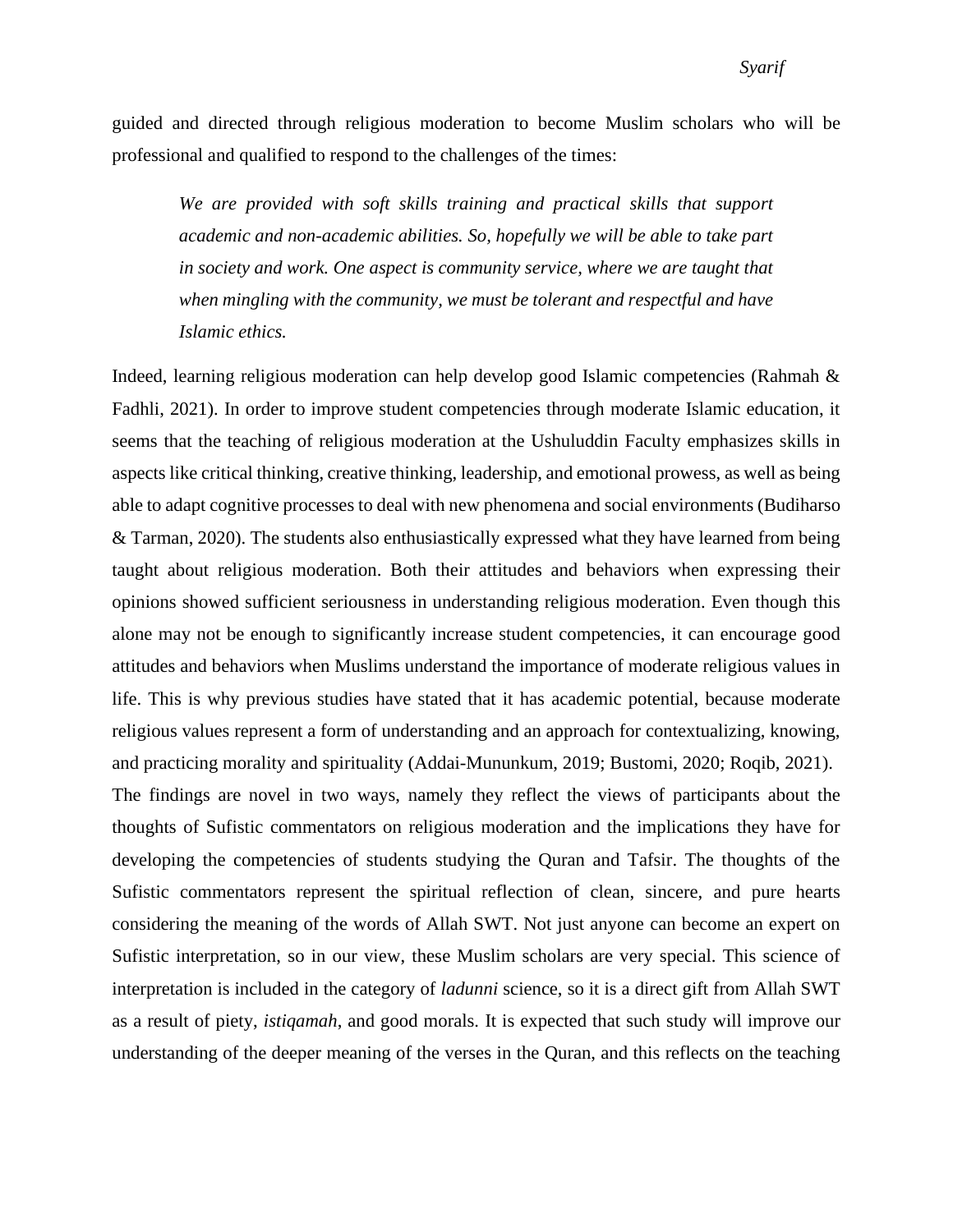guided and directed through religious moderation to become Muslim scholars who will be professional and qualified to respond to the challenges of the times:

> *We are provided with soft skills training and practical skills that support academic and non-academic abilities. So, hopefully we will be able to take part in society and work. One aspect is community service, where we are taught that when mingling with the community, we must be tolerant and respectful and have Islamic ethics.*

Indeed, learning religious moderation can help develop good Islamic competencies (Rahmah & Fadhli, 2021). In order to improve student competencies through moderate Islamic education, it seems that the teaching of religious moderation at the Ushuluddin Faculty emphasizes skills in aspects like critical thinking, creative thinking, leadership, and emotional prowess, as well as being able to adapt cognitive processes to deal with new phenomena and social environments (Budiharso & Tarman, 2020). The students also enthusiastically expressed what they have learned from being taught about religious moderation. Both their attitudes and behaviors when expressing their opinions showed sufficient seriousness in understanding religious moderation. Even though this alone may not be enough to significantly increase student competencies, it can encourage good attitudes and behaviors when Muslims understand the importance of moderate religious values in life. This is why previous studies have stated that it has academic potential, because moderate religious values represent a form of understanding and an approach for contextualizing, knowing, and practicing morality and spirituality (Addai-Mununkum, 2019; Bustomi, 2020; Roqib, 2021).

The findings are novel in two ways, namely they reflect the views of participants about the thoughts of Sufistic commentators on religious moderation and the implications they have for developing the competencies of students studying the Quran and Tafsir. The thoughts of the Sufistic commentators represent the spiritual reflection of clean, sincere, and pure hearts considering the meaning of the words of Allah SWT. Not just anyone can become an expert on Sufistic interpretation, so in our view, these Muslim scholars are very special. This science of interpretation is included in the category of *ladunni* science, so it is a direct gift from Allah SWT as a result of piety, *istiqamah*, and good morals. It is expected that such study will improve our understanding of the deeper meaning of the verses in the Quran, and this reflects on the teaching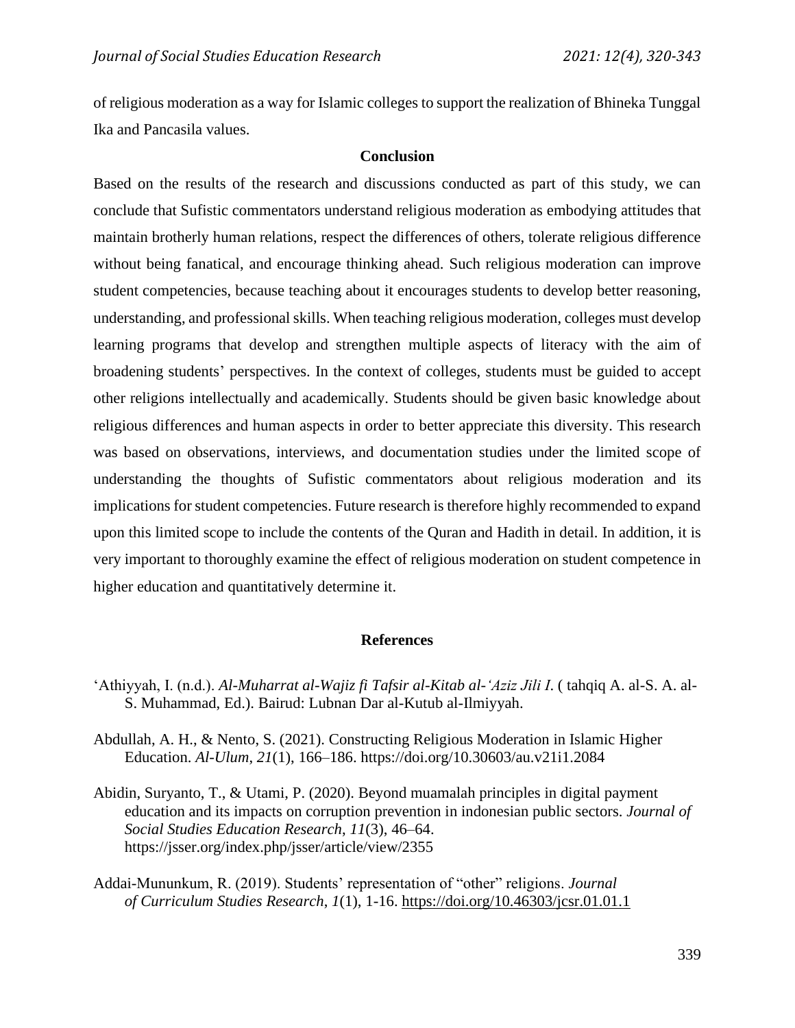of religious moderation as a way for Islamic colleges to support the realization of Bhineka Tunggal Ika and Pancasila values.

## Conclusion

Based on the results of the research and discussions conducted as part of this study, we can conclude that Sufistic commentators understand religious moderation as embodying attitudes that maintain brotherly human relations, respect the differences of others, tolerate religious difference without being fanatical, and encourage thinking ahead. Such religious moderation can improve student competencies, because teaching about it encourages students to develop better reasoning, understanding, and professional skills. When teaching religious moderation, colleges must develop learning programs that develop and strengthen multiple aspects of literacy with the aim of broadening students' perspectives. In the context of colleges, students must be guided to accept other religions intellectually and academically. Students should be given basic knowledge about religious differences and human aspects in order to better appreciate this diversity. This research was based on observations, interviews, and documentation studies under the limited scope of understanding the thoughts of Sufistic commentators about religious moderation and its implications for student competencies. Future research is therefore highly recommended to expand upon this limited scope to include the contents of the Quran and Hadith in detail. In addition, it is very important to thoroughly examine the effect of religious moderation on student competence in higher education and quantitatively determine it.

## References

'Athiyyah, I. (n.d.). *Al-Muharrat al-Wajiz fi Tafsir al-Kitab al-'Aziz Jili I*. ( tahqiq A. al-S. A. al-S. Muhammad, Ed.). Bairud: Lubnan Dar al-Kutub al-Ilmiyyah.

Abdullah, A. H., & Nento, S. (2021). Constructing Religious Moderation in Islamic Higher Education. *Al-Ulum*, *21*(1), 166–186. https://doi.org/10.30603/au.v21i1.2084

Abidin, Suryanto, T., & Utami, P. (2020). Beyond muamalah principles in digital payment education and its impacts on corruption prevention in indonesian public sectors. *Journal of Social Studies Education Research*, *11*(3), 46–64. https://jsser.org/index.php/jsser/article/view/2355

Addai-Mununkum, R. (2019). Students' representation of "other" religions. *Journal of Curriculum Studies Research*, *1*(1), 1-16. https://doi.org/10.46303/jcsr.01.01.1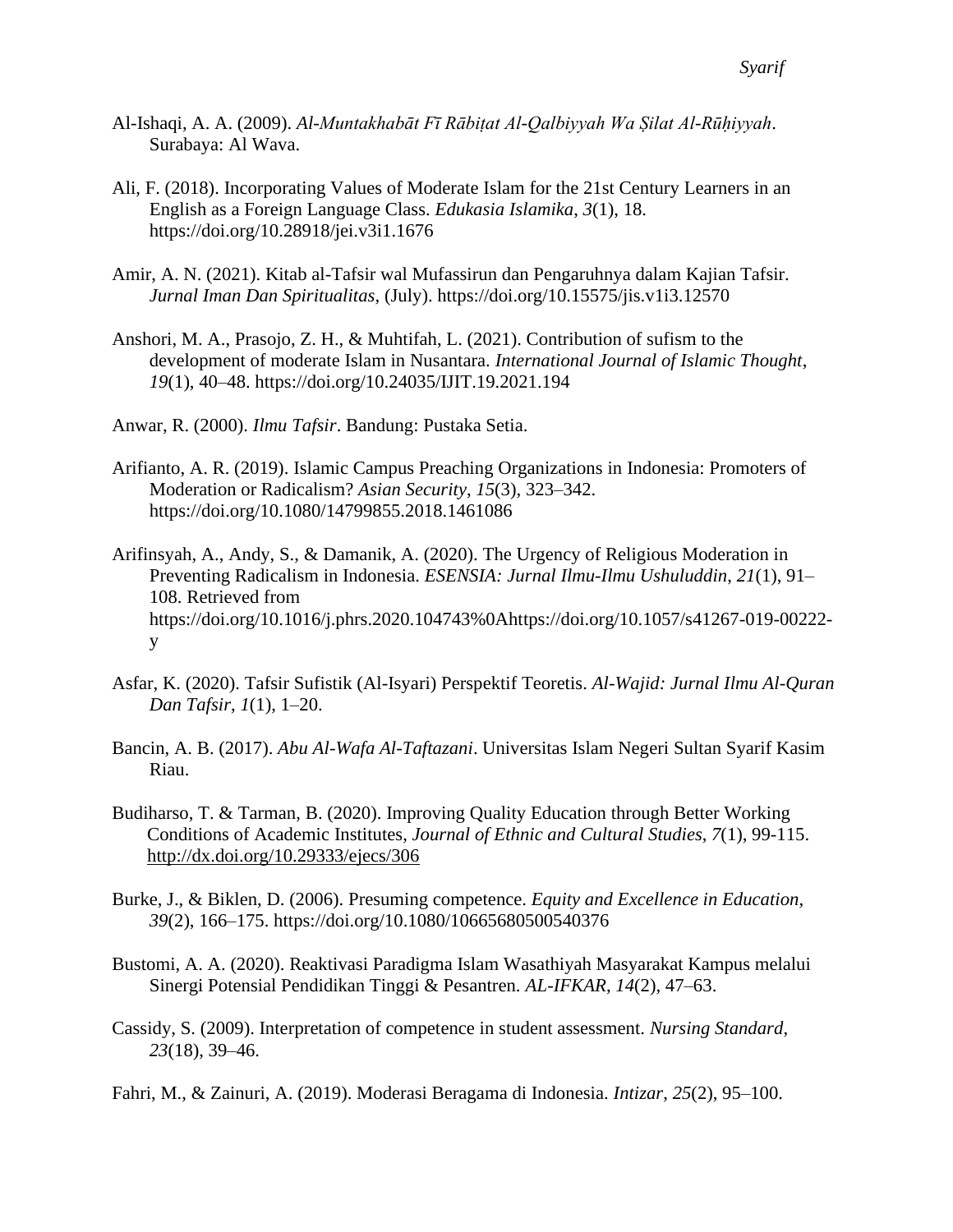Al-Ishaqi, A. A. (2009). *Al-Muntakhabāt Fī Rābiṭat Al-Qalbiyyah Wa Ṣilat Al-Rūḥiyyah*. Surabaya: Al Wava.

Ali, F. (2018). Incorporating Values of Moderate Islam for the 21st Century Learners in an English as a Foreign Language Class. *Edukasia Islamika*, *3*(1), 18. https://doi.org/10.28918/jei.v3i1.1676

Amir, A. N. (2021). Kitab al-Tafsir wal Mufassirun dan Pengaruhnya dalam Kajian Tafsir. *Jurnal Iman Dan Spiritualitas*, (July). https://doi.org/10.15575/jis.v1i3.12570

Anshori, M. A., Prasojo, Z. H., & Muhtifah, L. (2021). Contribution of sufism to the development of moderate Islam in Nusantara. *International Journal of Islamic Thought*, *19*(1), 40–48. https://doi.org/10.24035/IJIT.19.2021.194

Anwar, R. (2000). *Ilmu Tafsir*. Bandung: Pustaka Setia.

Arifianto, A. R. (2019). Islamic Campus Preaching Organizations in Indonesia: Promoters of Moderation or Radicalism? *Asian Security*, *15*(3), 323–342. https://doi.org/10.1080/14799855.2018.1461086

Arifinsyah, A., Andy, S., & Damanik, A. (2020). The Urgency of Religious Moderation in Preventing Radicalism in Indonesia. *ESENSIA: Jurnal Ilmu-Ilmu Ushuluddin*, *21*(1), 91–108. Retrieved from https://doi.org/10.1016/j.phrs.2020.104743%0Ahttps://doi.org/10.1057/s41267-019-00222-y

Asfar, K. (2020). Tafsir Sufistik (Al-Isyari) Perspektif Teoretis. *Al-Wajid: Jurnal Ilmu Al-Quran Dan Tafsir*, *1*(1), 1–20.

Bancin, A. B. (2017). *Abu Al-Wafa Al-Taftazani*. Universitas Islam Negeri Sultan Syarif Kasim Riau.

Budiharso, T. & Tarman, B. (2020). Improving Quality Education through Better Working Conditions of Academic Institutes, *Journal of Ethnic and Cultural Studies*, *7*(1), 99-115. http://dx.doi.org/10.29333/ejecs/306

Burke, J., & Biklen, D. (2006). Presuming competence. *Equity and Excellence in Education*, *39*(2), 166–175. https://doi.org/10.1080/10665680500540376

Bustomi, A. A. (2020). Reaktivasi Paradigma Islam Wasathiyah Masyarakat Kampus melalui Sinergi Potensial Pendidikan Tinggi & Pesantren. *AL-IFKAR*, *14*(2), 47–63.

Cassidy, S. (2009). Interpretation of competence in student assessment. *Nursing Standard*, *23*(18), 39–46.

Fahri, M., & Zainuri, A. (2019). Moderasi Beragama di Indonesia. *Intizar*, *25*(2), 95–100.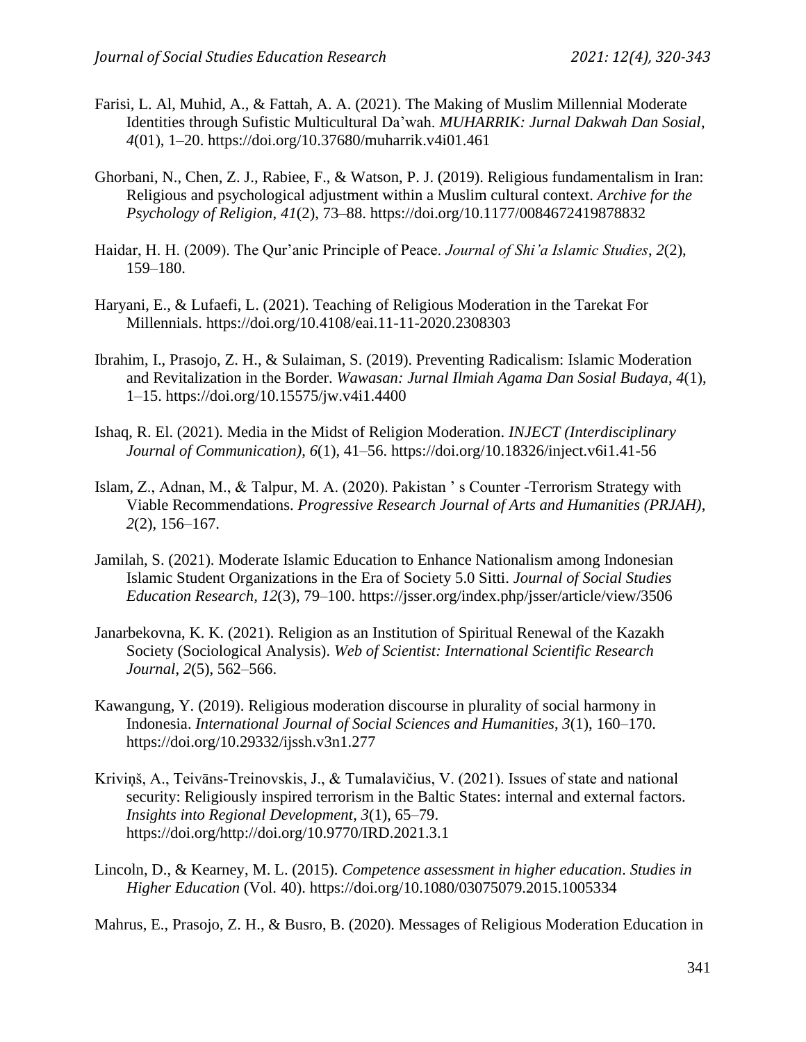Farisi, L. Al, Muhid, A., & Fattah, A. A. (2021). The Making of Muslim Millennial Moderate Identities through Sufistic Multicultural Da'wah. *MUHARRIK: Jurnal Dakwah Dan Sosial*, *4*(01), 1–20. https://doi.org/10.37680/muharrik.v4i01.461

Ghorbani, N., Chen, Z. J., Rabiee, F., & Watson, P. J. (2019). Religious fundamentalism in Iran: Religious and psychological adjustment within a Muslim cultural context. *Archive for the Psychology of Religion*, *41*(2), 73–88. https://doi.org/10.1177/0084672419878832

Haidar, H. H. (2009). The Qur'anic Principle of Peace. *Journal of Shi'a Islamic Studies*, *2*(2), 159–180.

Haryani, E., & Lufaefi, L. (2021). Teaching of Religious Moderation in the Tarekat For Millennials. https://doi.org/10.4108/eai.11-11-2020.2308303

Ibrahim, I., Prasojo, Z. H., & Sulaiman, S. (2019). Preventing Radicalism: Islamic Moderation and Revitalization in the Border. *Wawasan: Jurnal Ilmiah Agama Dan Sosial Budaya*, *4*(1), 1–15. https://doi.org/10.15575/jw.v4i1.4400

Ishaq, R. El. (2021). Media in the Midst of Religion Moderation. *INJECT (Interdisciplinary Journal of Communication)*, *6*(1), 41–56. https://doi.org/10.18326/inject.v6i1.41-56

Islam, Z., Adnan, M., & Talpur, M. A. (2020). Pakistan ' s Counter -Terrorism Strategy with Viable Recommendations. *Progressive Research Journal of Arts and Humanities (PRJAH)*, *2*(2), 156–167.

Jamilah, S. (2021). Moderate Islamic Education to Enhance Nationalism among Indonesian Islamic Student Organizations in the Era of Society 5.0 Sitti. *Journal of Social Studies Education Research*, *12*(3), 79–100. https://jsser.org/index.php/jsser/article/view/3506

Janarbekovna, K. K. (2021). Religion as an Institution of Spiritual Renewal of the Kazakh Society (Sociological Analysis). *Web of Scientist: International Scientific Research Journal*, *2*(5), 562–566.

Kawangung, Y. (2019). Religious moderation discourse in plurality of social harmony in Indonesia. *International Journal of Social Sciences and Humanities*, *3*(1), 160–170. https://doi.org/10.29332/ijssh.v3n1.277

Kriviņš, A., Teivāns-Treinovskis, J., & Tumalavičius, V. (2021). Issues of state and national security: Religiously inspired terrorism in the Baltic States: internal and external factors. *Insights into Regional Development*, *3*(1), 65–79. https://doi.org/http://doi.org/10.9770/IRD.2021.3.1

Lincoln, D., & Kearney, M. L. (2015). *Competence assessment in higher education*. *Studies in Higher Education* (Vol. 40). https://doi.org/10.1080/03075079.2015.1005334

Mahrus, E., Prasojo, Z. H., & Busro, B. (2020). Messages of Religious Moderation Education in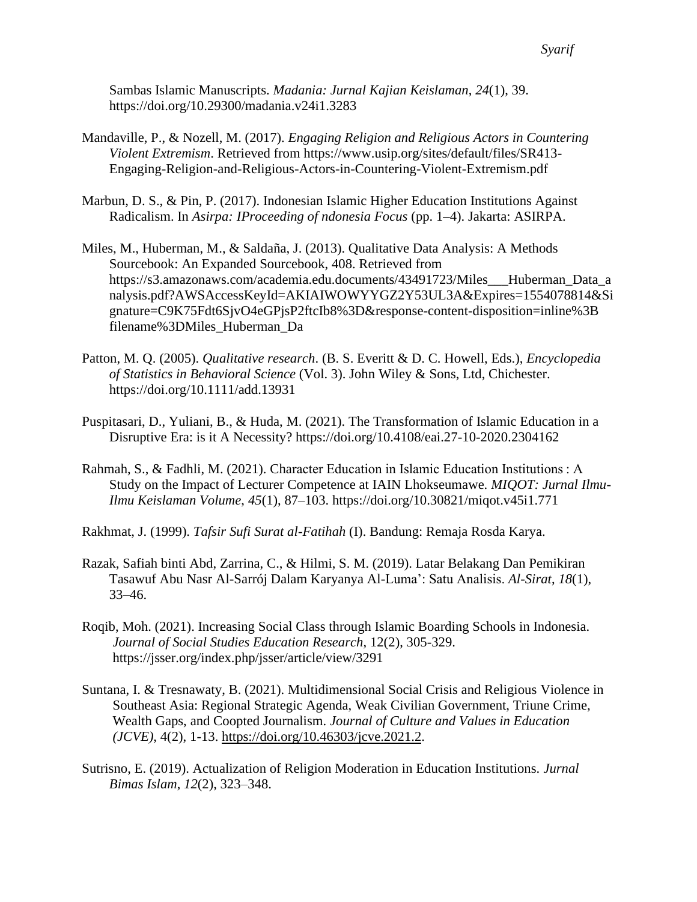Sambas Islamic Manuscripts. *Madania: Jurnal Kajian Keislaman*, *24*(1), 39. https://doi.org/10.29300/madania.v24i1.3283

Mandaville, P., & Nozell, M. (2017). *Engaging Religion and Religious Actors in Countering Violent Extremism*. Retrieved from https://www.usip.org/sites/default/files/SR413-Engaging-Religion-and-Religious-Actors-in-Countering-Violent-Extremism.pdf

Marbun, D. S., & Pin, P. (2017). Indonesian Islamic Higher Education Institutions Against Radicalism. In *Asirpa: IProceeding of ndonesia Focus* (pp. 1–4). Jakarta: ASIRPA.

Miles, M., Huberman, M., & Saldaña, J. (2013). Qualitative Data Analysis: A Methods Sourcebook: An Expanded Sourcebook, 408. Retrieved from https://s3.amazonaws.com/academia.edu.documents/43491723/Miles___Huberman_Data_analysis.pdf?AWSAccessKeyId=AKIAIWOWYYGZ2Y53UL3A&Expires=1554078814&Signature=C9K75Fdt6SjvO4eGPjsP2ftcIb8%3D&response-content-disposition=inline%3B filename%3DMiles_Huberman_Da

Patton, M. Q. (2005). *Qualitative research*. (B. S. Everitt & D. C. Howell, Eds.), *Encyclopedia of Statistics in Behavioral Science* (Vol. 3). John Wiley & Sons, Ltd, Chichester. https://doi.org/10.1111/add.13931

Puspitasari, D., Yuliani, B., & Huda, M. (2021). The Transformation of Islamic Education in a Disruptive Era: is it A Necessity? https://doi.org/10.4108/eai.27-10-2020.2304162

Rahmah, S., & Fadhli, M. (2021). Character Education in Islamic Education Institutions : A Study on the Impact of Lecturer Competence at IAIN Lhokseumawe. *MIQOT: Jurnal Ilmu-Ilmu Keislaman Volume*, *45*(1), 87–103. https://doi.org/10.30821/miqot.v45i1.771

Rakhmat, J. (1999). *Tafsir Sufi Surat al-Fatihah* (I). Bandung: Remaja Rosda Karya.

Razak, Safiah binti Abd, Zarrina, C., & Hilmi, S. M. (2019). Latar Belakang Dan Pemikiran Tasawuf Abu Nasr Al-Sarrój Dalam Karyanya Al-Luma': Satu Analisis. *Al-Sirat*, *18*(1), 33–46.

Roqib, Moh. (2021). Increasing Social Class through Islamic Boarding Schools in Indonesia. *Journal of Social Studies Education Research*, 12(2), 305-329. https://jsser.org/index.php/jsser/article/view/3291

Suntana, I. & Tresnawaty, B. (2021). Multidimensional Social Crisis and Religious Violence in Southeast Asia: Regional Strategic Agenda, Weak Civilian Government, Triune Crime, Wealth Gaps, and Coopted Journalism. *Journal of Culture and Values in Education (JCVE)*, 4(2), 1-13. https://doi.org/10.46303/jcve.2021.2.

Sutrisno, E. (2019). Actualization of Religion Moderation in Education Institutions. *Jurnal Bimas Islam*, *12*(2), 323–348.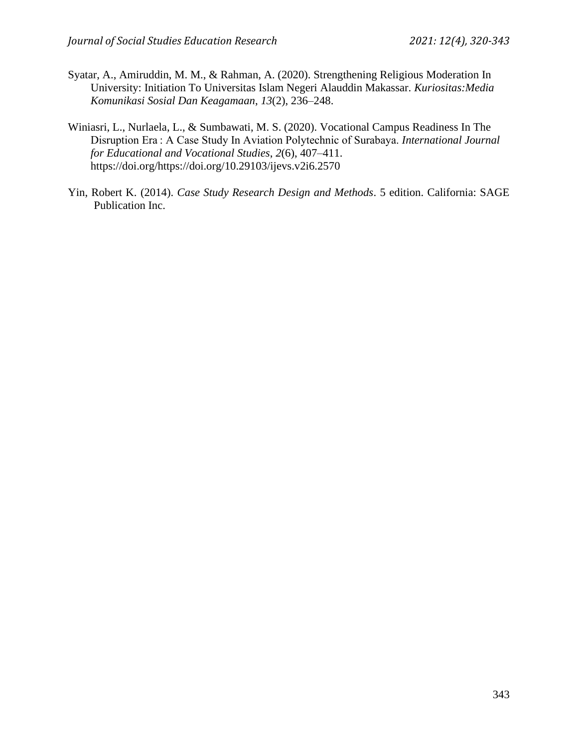Syatar, A., Amiruddin, M. M., & Rahman, A. (2020). Strengthening Religious Moderation In University: Initiation To Universitas Islam Negeri Alauddin Makassar. *Kuriositas:Media Komunikasi Sosial Dan Keagamaan*, *13*(2), 236–248.

Winiasri, L., Nurlaela, L., & Sumbawati, M. S. (2020). Vocational Campus Readiness In The Disruption Era : A Case Study In Aviation Polytechnic of Surabaya. *International Journal for Educational and Vocational Studies*, *2*(6), 407–411. https://doi.org/https://doi.org/10.29103/ijevs.v2i6.2570

Yin, Robert K. (2014). *Case Study Research Design and Methods*. 5 edition. California: SAGE Publication Inc.